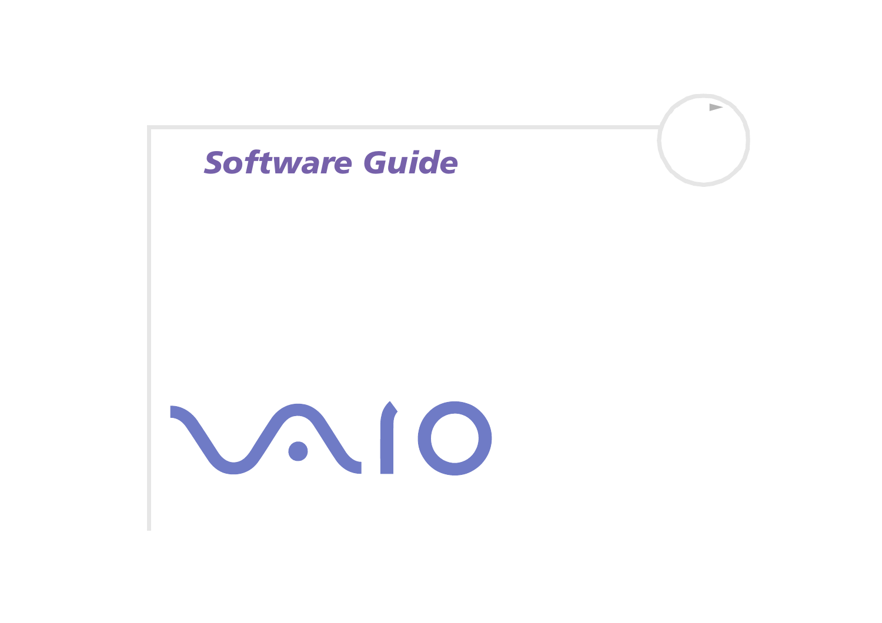# Software Guide

VAIO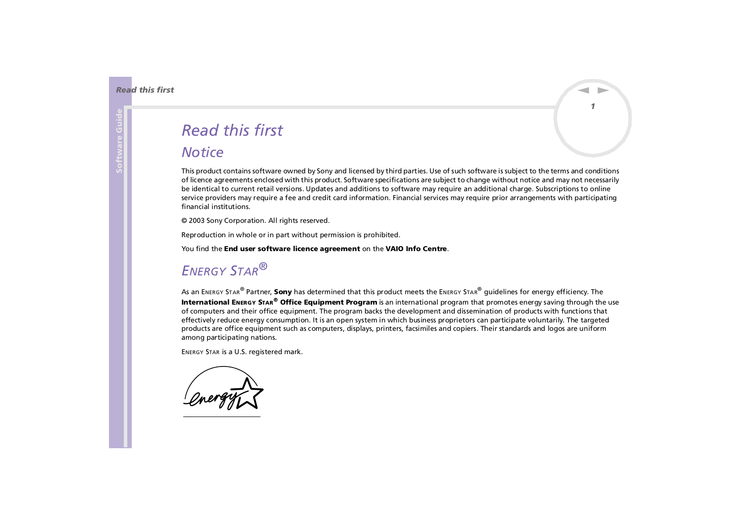# Read this first

## Notice

This product contains software owned by Sony and licensed by third parties. Use of such software is subject to the terms and conditions of licence agreements enclosed with this product. Software specifications are subject to change without notice and may not necessarily be identical to current retail versions. Updates and additions to software may require an additional charge. Subscriptions to online service providers may require a fee and credit card information. Financial services may require prior arrangements with participating financial institutions.

© 2003 Sony Corporation. All rights reserved.

Reproduction in whole or in part without permission is prohibited.

You find the **End user software licence agreement** on the **VAIO Info Centre**.

## *ENERGY STAR®*

As an ENERGY STAR® Partner, **Sony** has determined that this product meets the ENERGY STAR® guidelines for energy efficiency. The **International ENERGY STAR® Office Equipment Program** is an international program that promotes energy saving through the use of computers and their office equipment. The program backs the development and dissemination of products with functions that effectively reduce energy consumption. It is an open system in which business proprietors can participate voluntarily. The targeted products are office equipment such as computers, displays, printers, facsimiles and copiers. Their standards and logos are uniform among participating nations.

ENERGY STAR is a U.S. registered mark.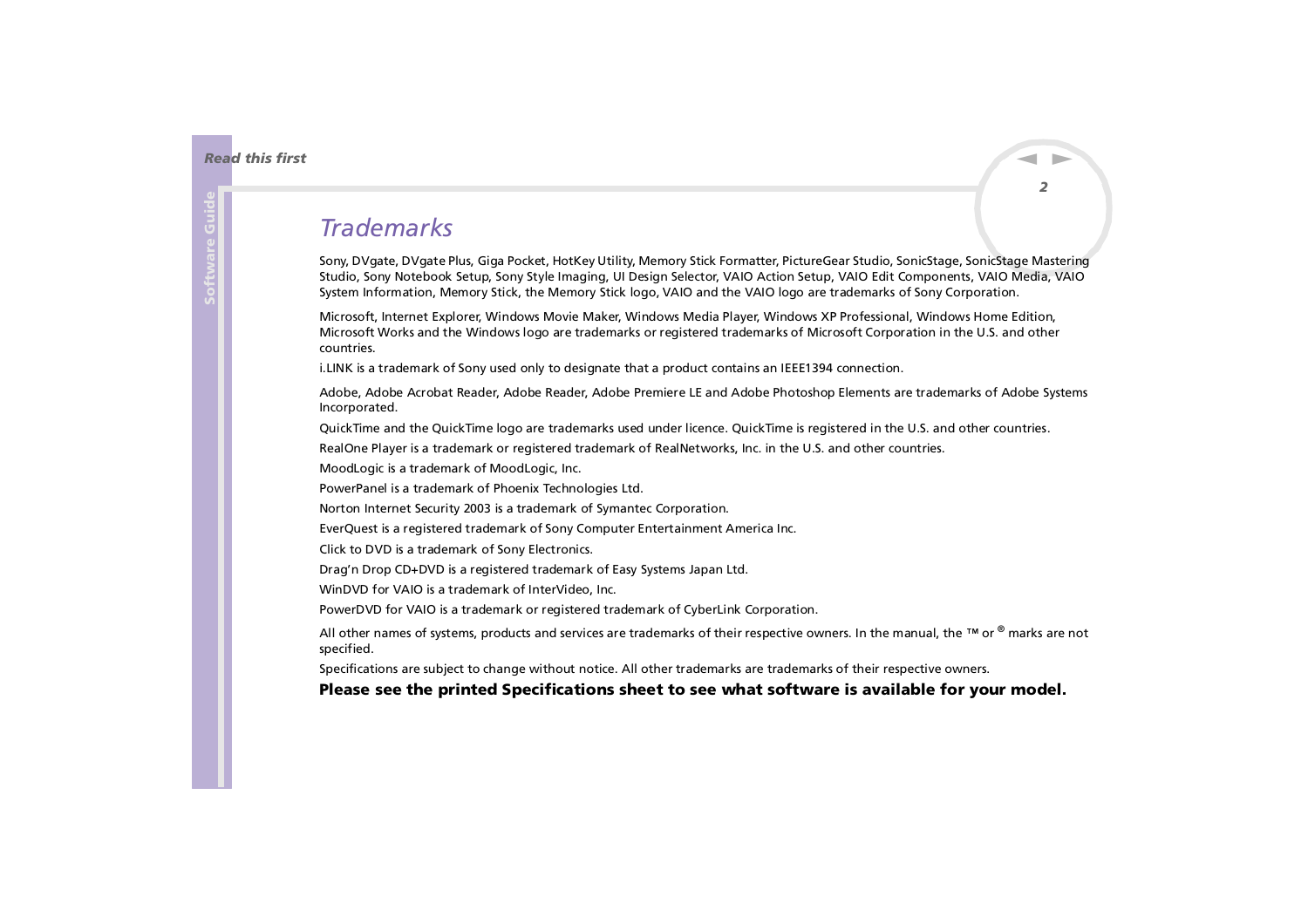# *Trademarks*

Sony, DVgate, DVgate Plus, Giga Pocket, HotKey Utility, Memory Stick Formatter, PictureGear Studio, SonicStage, SonicStage Mastering Studio, Sony Notebook Setup, Sony Style Imaging, UI Design Selector, VAIO Action Setup, VAIO Edit Components, VAIO Media, VAIO System Information, Memory Stick, the Memory Stick logo, VAIO and the VAIO logo are trademarks of Sony Corporation.

Microsoft, Internet Explorer, Windows Movie Maker, Windows Media Player, Windows XP Professional, Windows Home Edition, Microsoft Works and the Windows logo are trademarks or registered trademarks of Microsoft Corporation in the U.S. and other countries.

i.LINK is a trademark of Sony used only to designate that a product contains an IEEE1394 connection.

Adobe, Adobe Acrobat Reader, Adobe Reader, Adobe Premiere LE and Adobe Photoshop Elements are trademarks of Adobe Systems Incorporated.

QuickTime and the QuickTime logo are trademarks used under licence. QuickTime is registered in the U.S. and other countries.

RealOne Player is a trademark or registered trademark of RealNetworks, Inc. in the U.S. and other countries.

MoodLogic is a trademark of MoodLogic, Inc.

PowerPanel is a trademark of Phoenix Technologies Ltd.

Norton Internet Security 2003 is a trademark of Symantec Corporation.

EverQuest is a registered trademark of Sony Computer Entertainment America Inc.

Click to DVD is a trademark of Sony Electronics.

Drag'n Drop CD+DVD is a registered trademark of Easy Systems Japan Ltd.

WinDVD for VAIO is a trademark of InterVideo, Inc.

PowerDVD for VAIO is a trademark or registered trademark of CyberLink Corporation.

All other names of systems, products and services are trademarks of their respective owners. In the manual, the ™ or ® marks are not specified.

Specifications are subject to change without notice. All other trademarks are trademarks of their respective owners.

**Please see the printed Specifications sheet to see what software is available for your model.**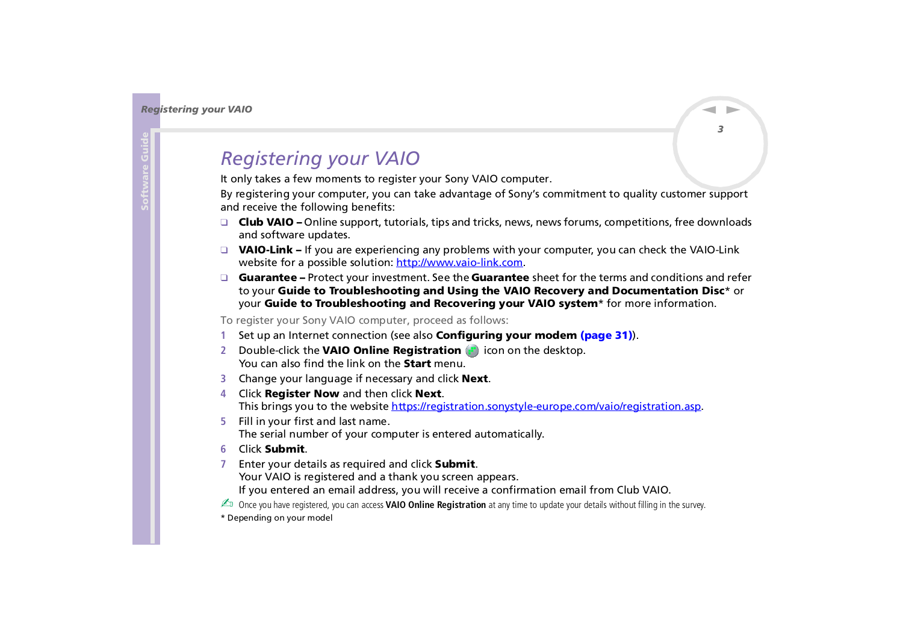# Registering your VAIO

It only takes a few moments to register your Sony VAIO computer.

By registering your computer, you can take advantage of Sony's commitment to quality customer support and receive the following benefits:

- **Club VAIO –** Online support, tutorials, tips and tricks, news, news forums, competitions, free downloads and software updates.
- **VAIO-Link –** If you are experiencing any problems with your computer, you can check the VAIO-Link website for a possible solution: http://www.vaio-link.com.
- **Guarantee –** Protect your investment. See the **Guarantee** sheet for the terms and conditions and refer to your **Guide to Troubleshooting and Using the VAIO Recovery and Documentation Disc*** or your **Guide to Troubleshooting and Recovering your VAIO system*** for more information.

To register your Sony VAIO computer, proceed as follows:

1. Set up an Internet connection (see also **Configuring your modem (page 31)**).
2. Double-click the **VAIO Online Registration** icon on the desktop.
   You can also find the link on the **Start** menu.
3. Change your language if necessary and click **Next**.
4. Click **Register Now** and then click **Next**.
   This brings you to the website https://registration.sonystyle-europe.com/vaio/registration.asp.
5. Fill in your first and last name.
   The serial number of your computer is entered automatically.
6. Click **Submit**.
7. Enter your details as required and click **Submit**.
   Your VAIO is registered and a thank you screen appears.
   If you entered an email address, you will receive a confirmation email from Club VAIO.

✍ Once you have registered, you can access **VAIO Online Registration** at any time to update your details without filling in the survey.

* Depending on your model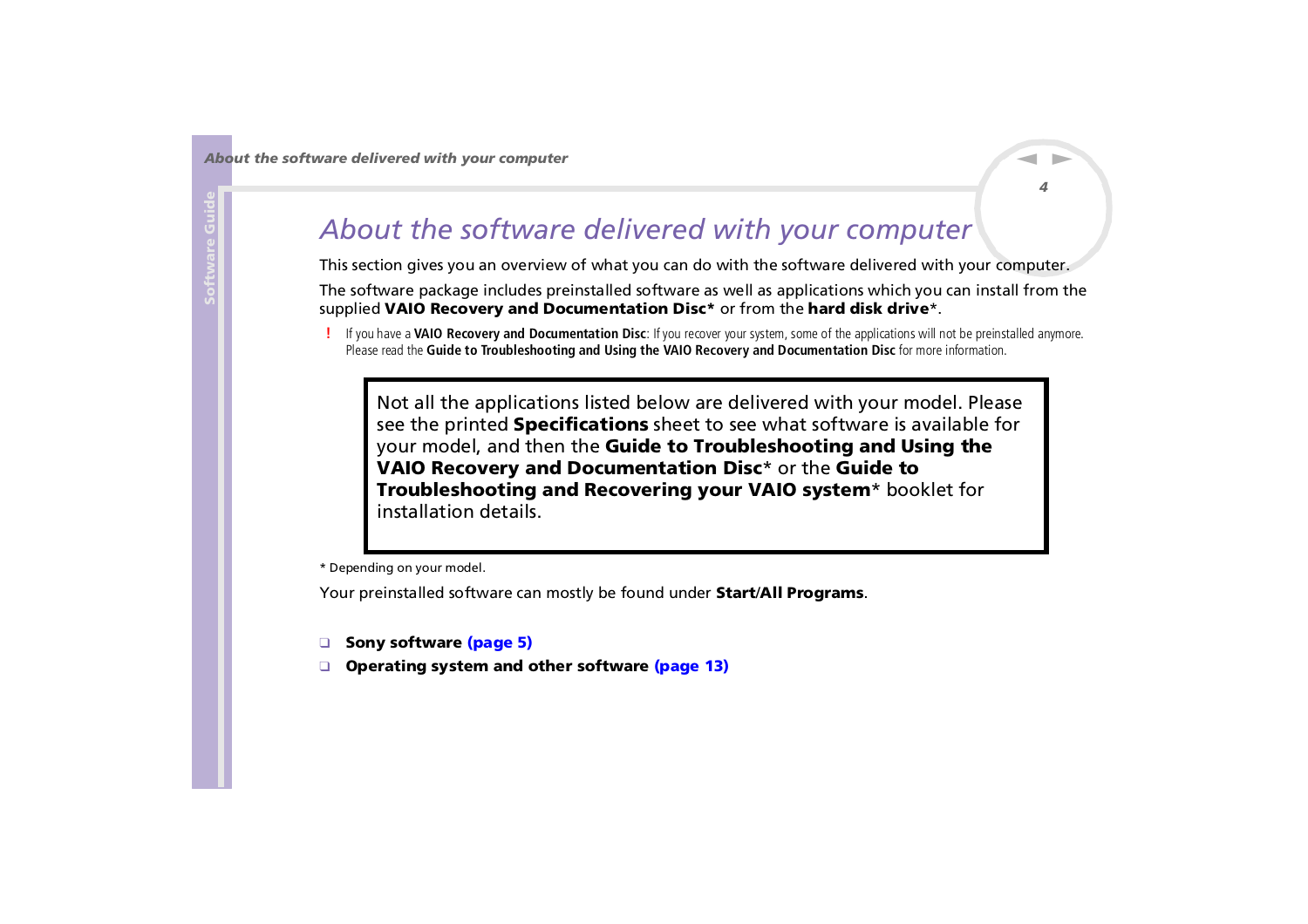# About the software delivered with your computer

This section gives you an overview of what you can do with the software delivered with your computer.

The software package includes preinstalled software as well as applications which you can install from the supplied **VAIO Recovery and Documentation Disc*** or from the **hard disk drive***.

! If you have a **VAIO Recovery and Documentation Disc**: If you recover your system, some of the applications will not be preinstalled anymore. Please read the **Guide to Troubleshooting and Using the VAIO Recovery and Documentation Disc** for more information.

> Not all the applications listed below are delivered with your model. Please see the printed **Specifications** sheet to see what software is available for your model, and then the **Guide to Troubleshooting and Using the VAIO Recovery and Documentation Disc*** or the **Guide to Troubleshooting and Recovering your VAIO system*** booklet for installation details.

\* Depending on your model.

Your preinstalled software can mostly be found under **Start**/**All Programs**.

- **Sony software (page 5)**
- **Operating system and other software (page 13)**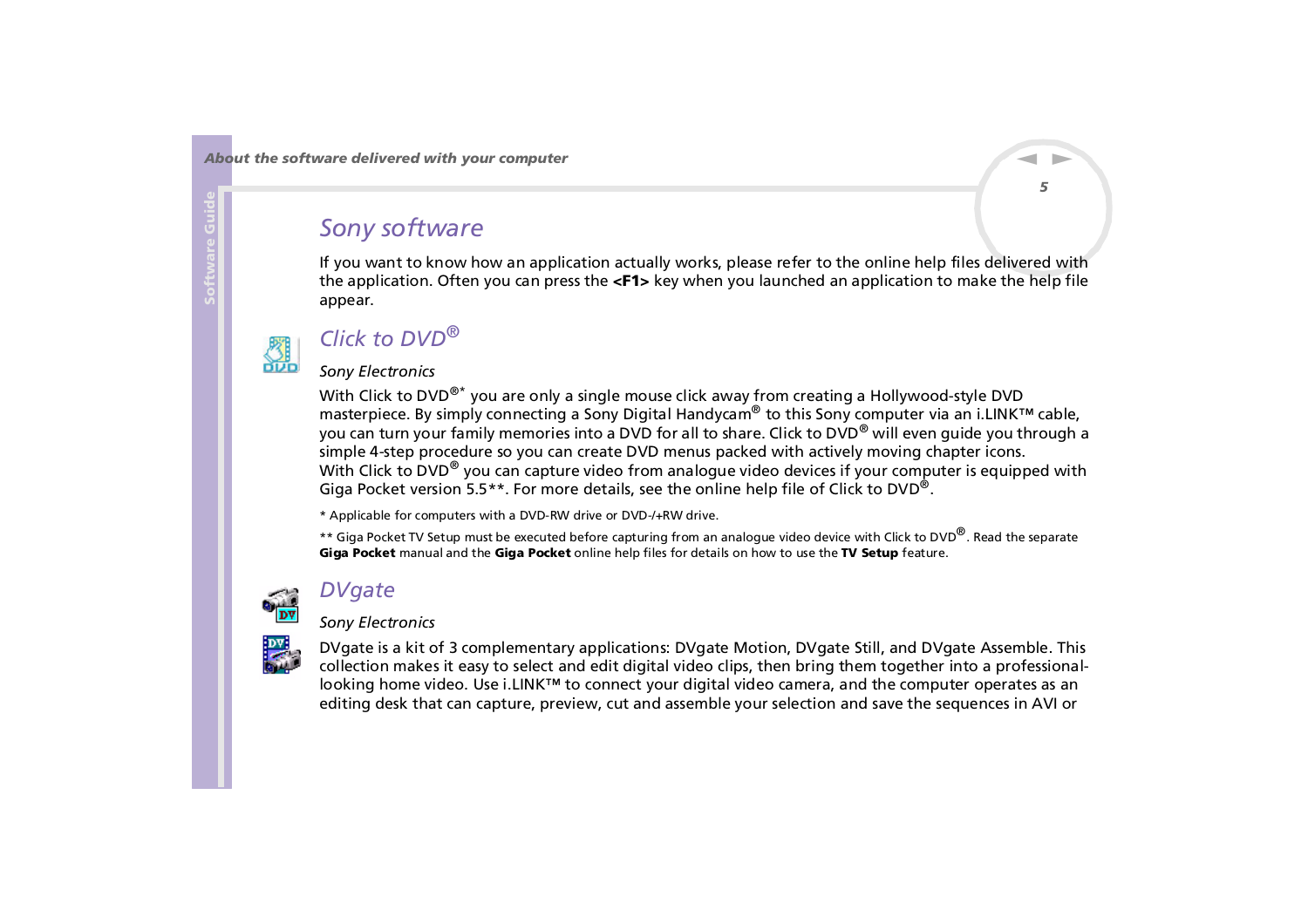# Sony software

If you want to know how an application actually works, please refer to the online help files delivered with the application. Often you can press the **<F1>** key when you launched an application to make the help file appear.

## *Click to DVD®*

*Sony Electronics*

With Click to DVD®* you are only a single mouse click away from creating a Hollywood-style DVD masterpiece. By simply connecting a Sony Digital Handycam® to this Sony computer via an i.LINK™ cable, you can turn your family memories into a DVD for all to share. Click to DVD® will even guide you through a simple 4-step procedure so you can create DVD menus packed with actively moving chapter icons.
With Click to DVD® you can capture video from analogue video devices if your computer is equipped with Giga Pocket version 5.5**. For more details, see the online help file of Click to DVD®.

* Applicable for computers with a DVD-RW drive or DVD-/+RW drive.

** Giga Pocket TV Setup must be executed before capturing from an analogue video device with Click to DVD®. Read the separate **Giga Pocket** manual and the **Giga Pocket** online help files for details on how to use the **TV Setup** feature.

## *DVgate*

*Sony Electronics*

DVgate is a kit of 3 complementary applications: DVgate Motion, DVgate Still, and DVgate Assemble. This collection makes it easy to select and edit digital video clips, then bring them together into a professional-looking home video. Use i.LINK™ to connect your digital video camera, and the computer operates as an editing desk that can capture, preview, cut and assemble your selection and save the sequences in AVI or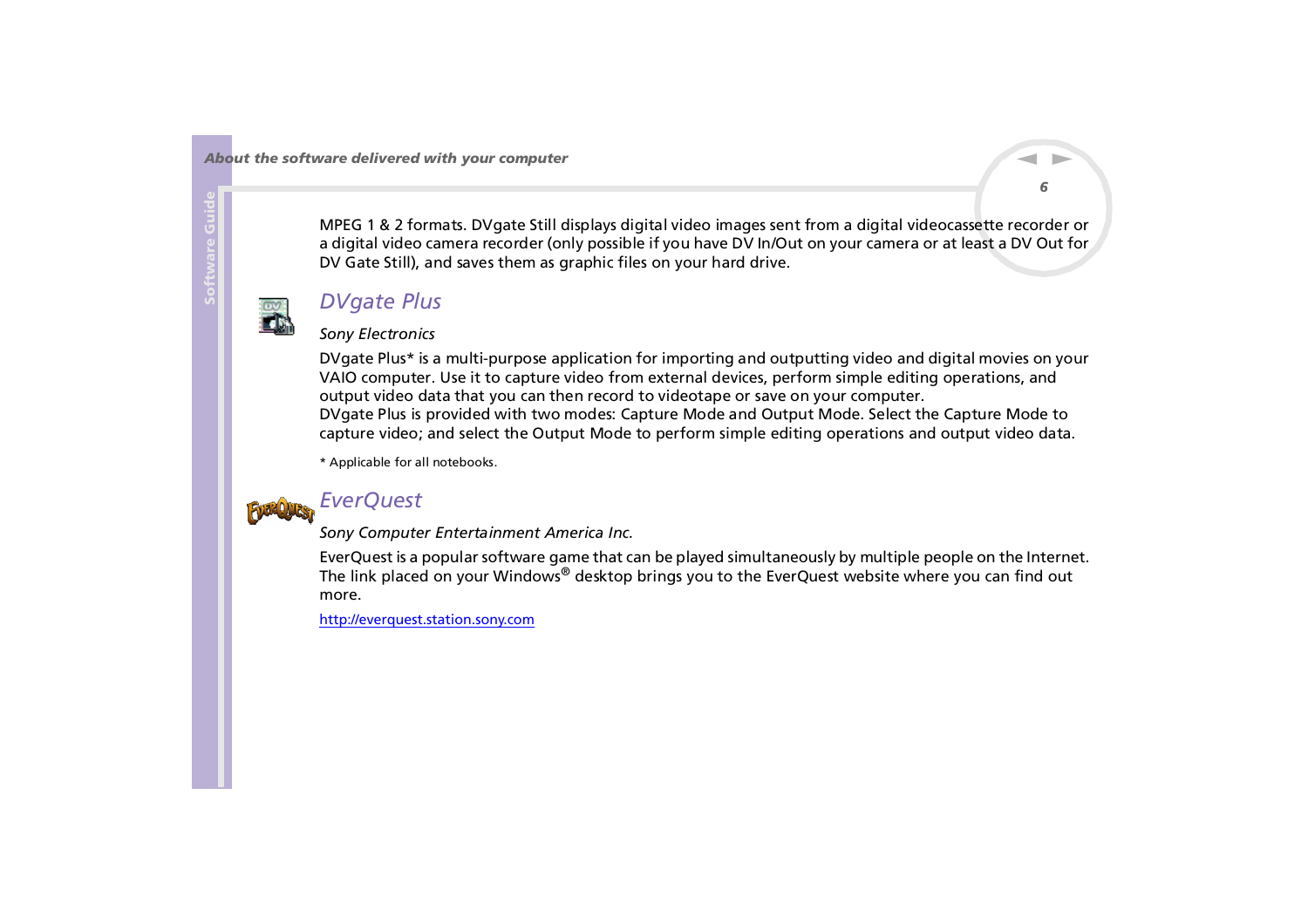MPEG 1 & 2 formats. DVgate Still displays digital video images sent from a digital videocassette recorder or a digital video camera recorder (only possible if you have DV In/Out on your camera or at least a DV Out for DV Gate Still), and saves them as graphic files on your hard drive.

## *DVgate Plus*

*Sony Electronics*

DVgate Plus* is a multi-purpose application for importing and outputting video and digital movies on your VAIO computer. Use it to capture video from external devices, perform simple editing operations, and output video data that you can then record to videotape or save on your computer.
DVgate Plus is provided with two modes: Capture Mode and Output Mode. Select the Capture Mode to capture video; and select the Output Mode to perform simple editing operations and output video data.

* Applicable for all notebooks.

## *EverQuest*

*Sony Computer Entertainment America Inc.*

EverQuest is a popular software game that can be played simultaneously by multiple people on the Internet. The link placed on your Windows® desktop brings you to the EverQuest website where you can find out more.

http://everquest.station.sony.com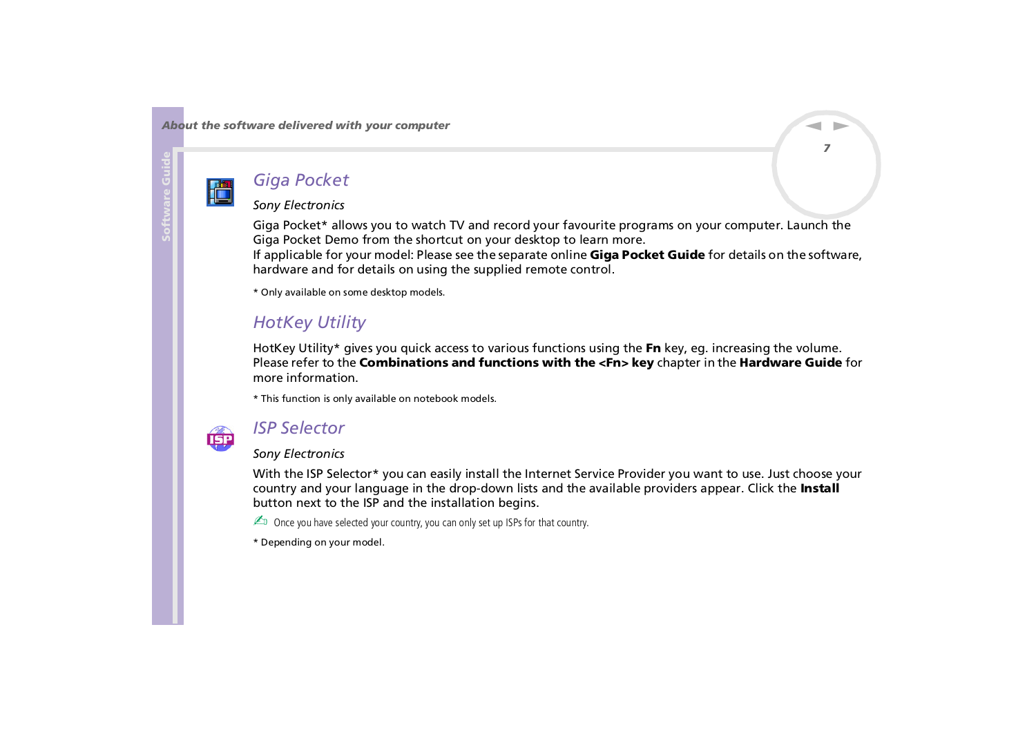## Giga Pocket

*Sony Electronics*

Giga Pocket* allows you to watch TV and record your favourite programs on your computer. Launch the Giga Pocket Demo from the shortcut on your desktop to learn more.
If applicable for your model: Please see the separate online **Giga Pocket Guide** for details on the software, hardware and for details on using the supplied remote control.

* Only available on some desktop models.

## HotKey Utility

HotKey Utility* gives you quick access to various functions using the **Fn** key, eg. increasing the volume. Please refer to the **Combinations and functions with the <Fn> key** chapter in the **Hardware Guide** for more information.

* This function is only available on notebook models.

## ISP Selector

*Sony Electronics*

With the ISP Selector* you can easily install the Internet Service Provider you want to use. Just choose your country and your language in the drop-down lists and the available providers appear. Click the **Install** button next to the ISP and the installation begins.

✍ Once you have selected your country, you can only set up ISPs for that country.

* Depending on your model.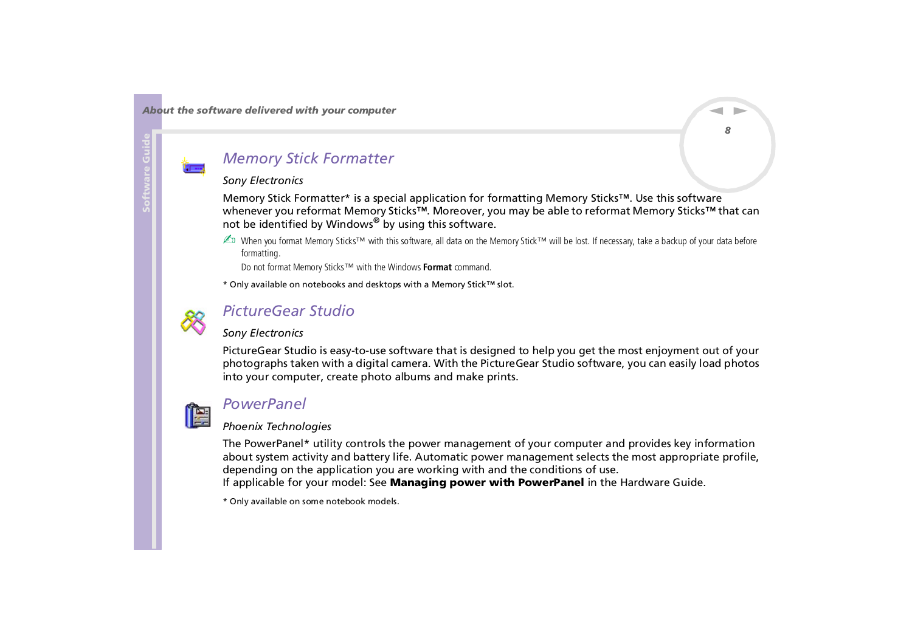## Memory Stick Formatter

*Sony Electronics*

Memory Stick Formatter* is a special application for formatting Memory Sticks™. Use this software whenever you reformat Memory Sticks™. Moreover, you may be able to reformat Memory Sticks™ that can not be identified by Windows® by using this software.

✍ When you format Memory Sticks™ with this software, all data on the Memory Stick™ will be lost. If necessary, take a backup of your data before formatting.

Do not format Memory Sticks™ with the Windows **Format** command.

* Only available on notebooks and desktops with a Memory Stick™ slot.

## PictureGear Studio

*Sony Electronics*

PictureGear Studio is easy-to-use software that is designed to help you get the most enjoyment out of your photographs taken with a digital camera. With the PictureGear Studio software, you can easily load photos into your computer, create photo albums and make prints.

## PowerPanel

*Phoenix Technologies*

The PowerPanel* utility controls the power management of your computer and provides key information about system activity and battery life. Automatic power management selects the most appropriate profile, depending on the application you are working with and the conditions of use.
If applicable for your model: See **Managing power with PowerPanel** in the Hardware Guide.

* Only available on some notebook models.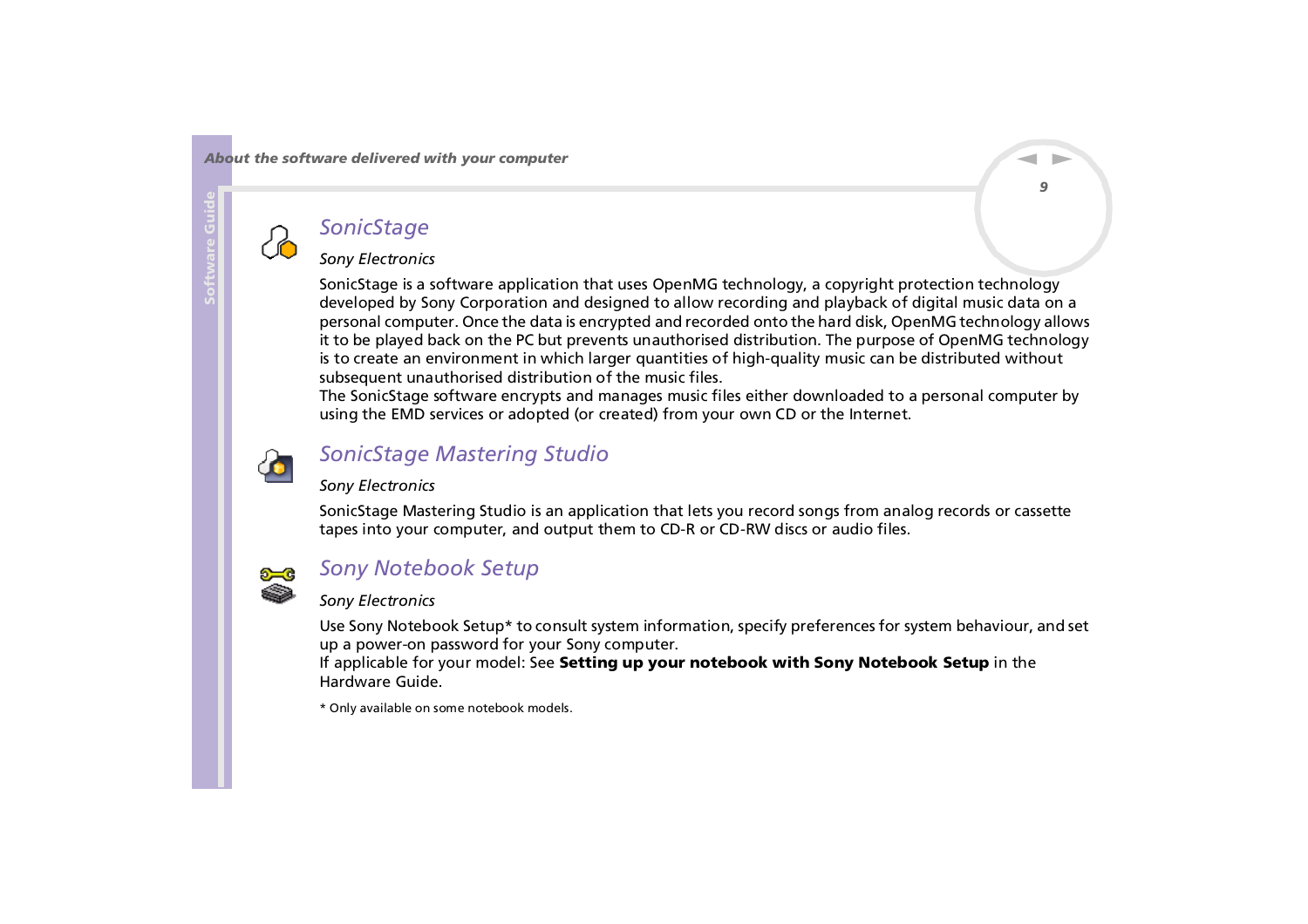## *SonicStage*

*Sony Electronics*

SonicStage is a software application that uses OpenMG technology, a copyright protection technology developed by Sony Corporation and designed to allow recording and playback of digital music data on a personal computer. Once the data is encrypted and recorded onto the hard disk, OpenMG technology allows it to be played back on the PC but prevents unauthorised distribution. The purpose of OpenMG technology is to create an environment in which larger quantities of high-quality music can be distributed without subsequent unauthorised distribution of the music files.
The SonicStage software encrypts and manages music files either downloaded to a personal computer by using the EMD services or adopted (or created) from your own CD or the Internet.

## *SonicStage Mastering Studio*

*Sony Electronics*

SonicStage Mastering Studio is an application that lets you record songs from analog records or cassette tapes into your computer, and output them to CD-R or CD-RW discs or audio files.

## *Sony Notebook Setup*

*Sony Electronics*

Use Sony Notebook Setup* to consult system information, specify preferences for system behaviour, and set up a power-on password for your Sony computer.
If applicable for your model: See **Setting up your notebook with Sony Notebook Setup** in the Hardware Guide.

* Only available on some notebook models.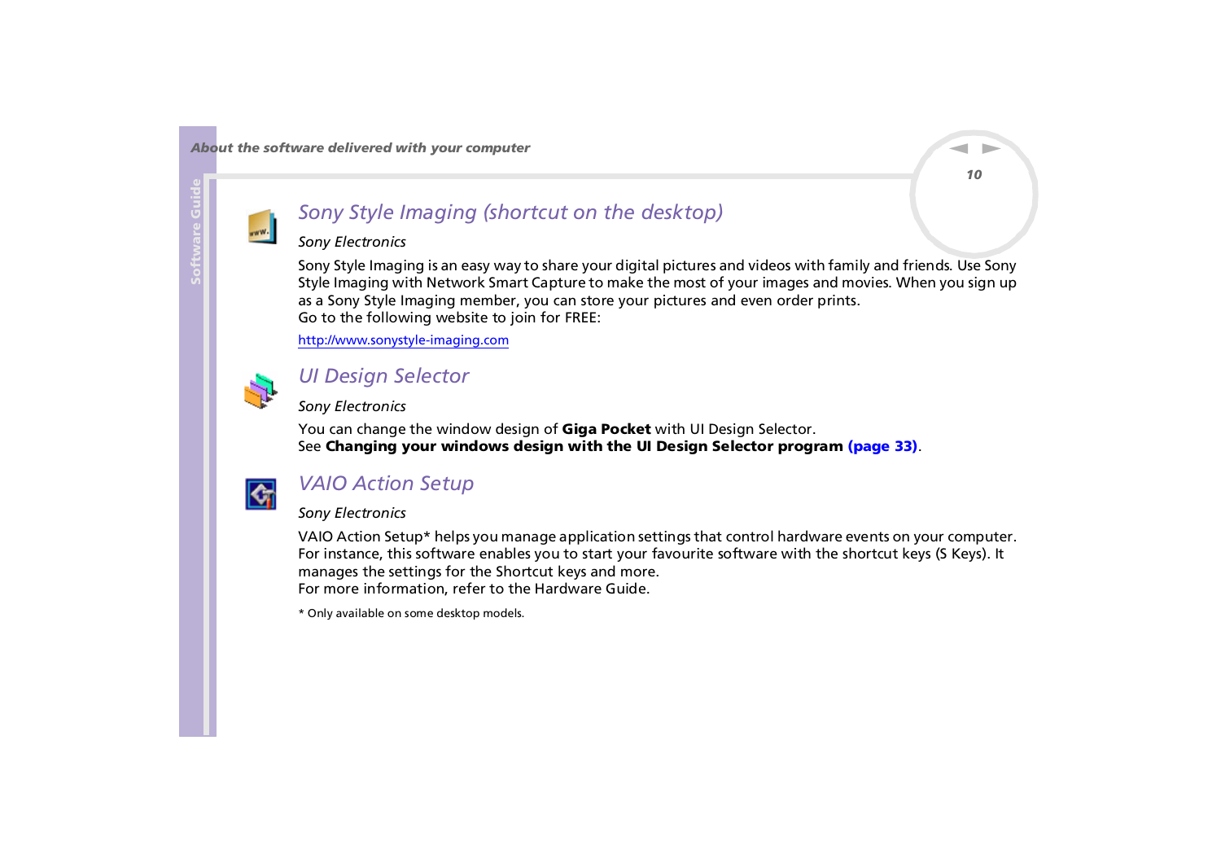## Sony Style Imaging (shortcut on the desktop)

*Sony Electronics*

Sony Style Imaging is an easy way to share your digital pictures and videos with family and friends. Use Sony Style Imaging with Network Smart Capture to make the most of your images and movies. When you sign up as a Sony Style Imaging member, you can store your pictures and even order prints.
Go to the following website to join for FREE:

http://www.sonystyle-imaging.com

## UI Design Selector

*Sony Electronics*

You can change the window design of **Giga Pocket** with UI Design Selector.
See **Changing your windows design with the UI Design Selector program** **(page 33)**.

## VAIO Action Setup

*Sony Electronics*

VAIO Action Setup* helps you manage application settings that control hardware events on your computer. For instance, this software enables you to start your favourite software with the shortcut keys (S Keys). It manages the settings for the Shortcut keys and more.
For more information, refer to the Hardware Guide.

* Only available on some desktop models.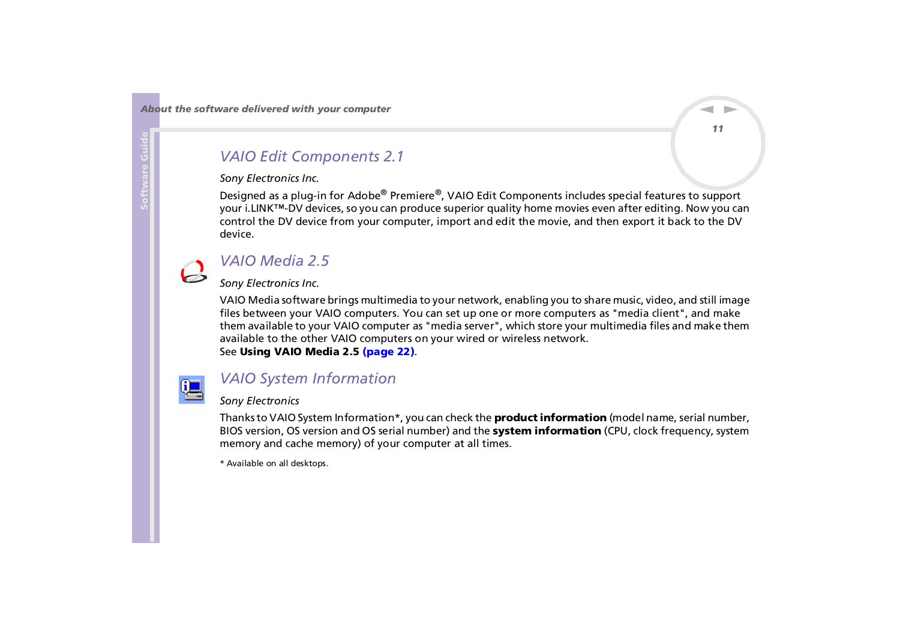## VAIO Edit Components 2.1

*Sony Electronics Inc.*

Designed as a plug-in for Adobe® Premiere®, VAIO Edit Components includes special features to support your i.LINK™-DV devices, so you can produce superior quality home movies even after editing. Now you can control the DV device from your computer, import and edit the movie, and then export it back to the DV device.

## VAIO Media 2.5

*Sony Electronics Inc.*

VAIO Media software brings multimedia to your network, enabling you to share music, video, and still image files between your VAIO computers. You can set up one or more computers as "media client", and make them available to your VAIO computer as "media server", which store your multimedia files and make them available to the other VAIO computers on your wired or wireless network.
See **Using VAIO Media 2.5** **(page 22)**.

## VAIO System Information

*Sony Electronics*

Thanks to VAIO System Information*, you can check the **product information** (model name, serial number, BIOS version, OS version and OS serial number) and the **system information** (CPU, clock frequency, system memory and cache memory) of your computer at all times.

* Available on all desktops.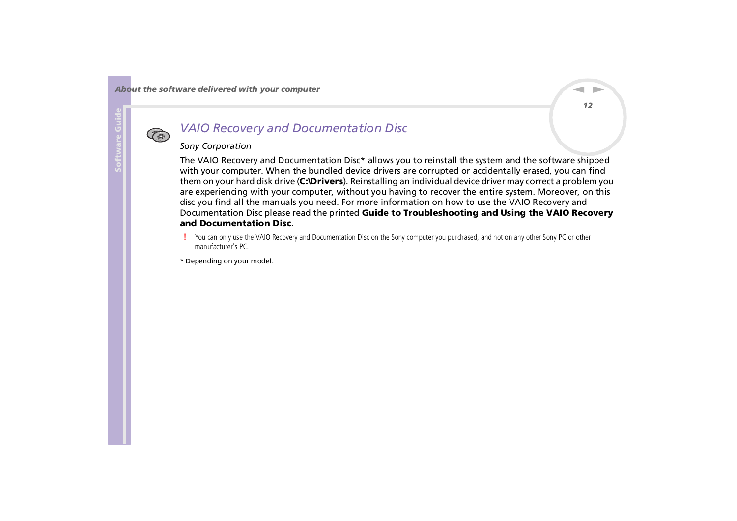## *VAIO Recovery and Documentation Disc*

*Sony Corporation*

The VAIO Recovery and Documentation Disc* allows you to reinstall the system and the software shipped with your computer. When the bundled device drivers are corrupted or accidentally erased, you can find them on your hard disk drive (**C:\Drivers**). Reinstalling an individual device driver may correct a problem you are experiencing with your computer, without you having to recover the entire system. Moreover, on this disc you find all the manuals you need. For more information on how to use the VAIO Recovery and Documentation Disc please read the printed **Guide to Troubleshooting and Using the VAIO Recovery and Documentation Disc**.

! You can only use the VAIO Recovery and Documentation Disc on the Sony computer you purchased, and not on any other Sony PC or other manufacturer's PC.

* Depending on your model.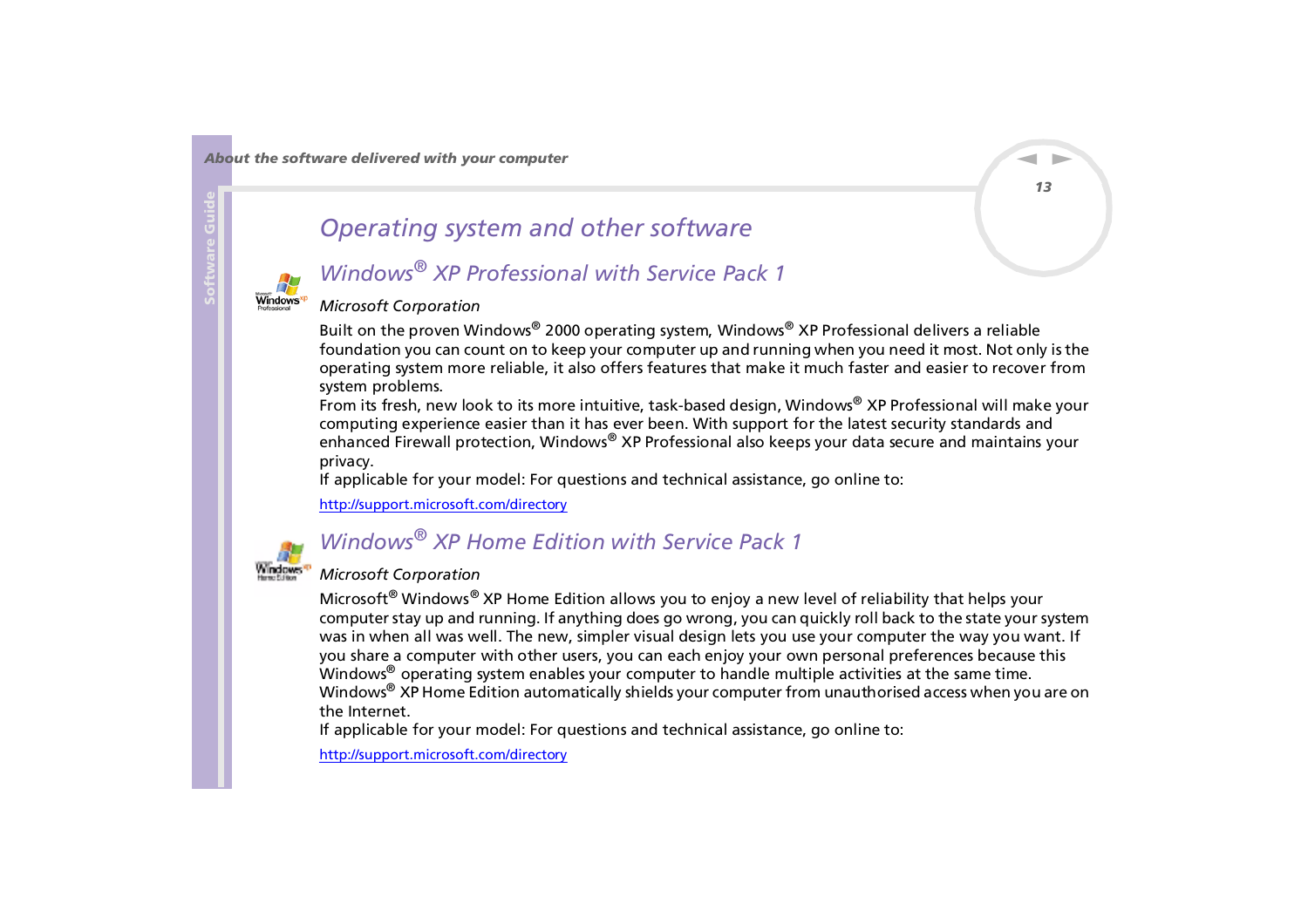# Operating system and other software

## Windows® XP Professional with Service Pack 1

*Microsoft Corporation*

Built on the proven Windows® 2000 operating system, Windows® XP Professional delivers a reliable foundation you can count on to keep your computer up and running when you need it most. Not only is the operating system more reliable, it also offers features that make it much faster and easier to recover from system problems.

From its fresh, new look to its more intuitive, task-based design, Windows® XP Professional will make your computing experience easier than it has ever been. With support for the latest security standards and enhanced Firewall protection, Windows® XP Professional also keeps your data secure and maintains your privacy.

If applicable for your model: For questions and technical assistance, go online to:

http://support.microsoft.com/directory

## Windows® XP Home Edition with Service Pack 1

*Microsoft Corporation*

Microsoft® Windows® XP Home Edition allows you to enjoy a new level of reliability that helps your computer stay up and running. If anything does go wrong, you can quickly roll back to the state your system was in when all was well. The new, simpler visual design lets you use your computer the way you want. If you share a computer with other users, you can each enjoy your own personal preferences because this Windows® operating system enables your computer to handle multiple activities at the same time.

Windows® XP Home Edition automatically shields your computer from unauthorised access when you are on the Internet.

If applicable for your model: For questions and technical assistance, go online to:

http://support.microsoft.com/directory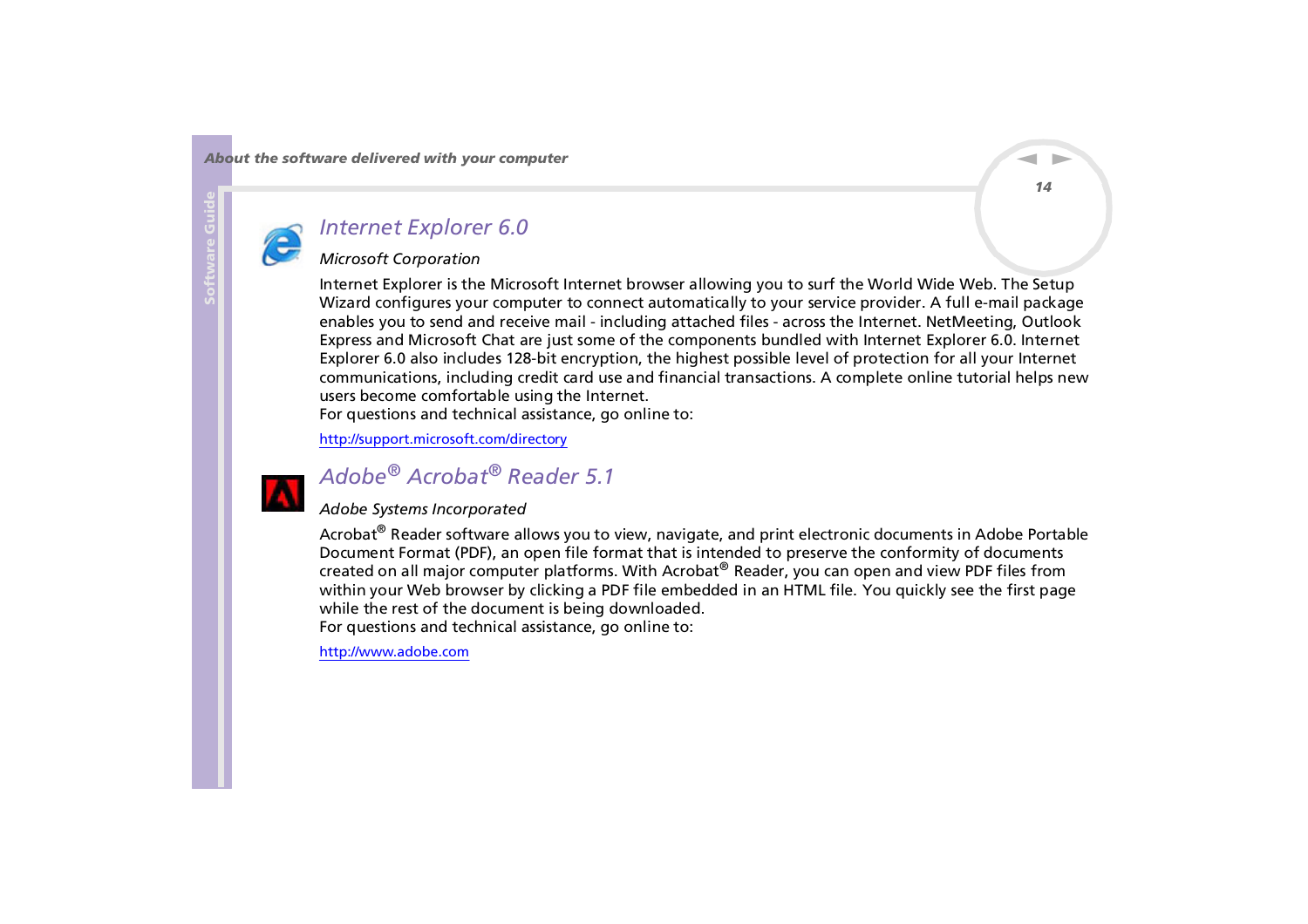## *Internet Explorer 6.0*

*Microsoft Corporation*

Internet Explorer is the Microsoft Internet browser allowing you to surf the World Wide Web. The Setup Wizard configures your computer to connect automatically to your service provider. A full e-mail package enables you to send and receive mail - including attached files - across the Internet. NetMeeting, Outlook Express and Microsoft Chat are just some of the components bundled with Internet Explorer 6.0. Internet Explorer 6.0 also includes 128-bit encryption, the highest possible level of protection for all your Internet communications, including credit card use and financial transactions. A complete online tutorial helps new users become comfortable using the Internet.
For questions and technical assistance, go online to:

http://support.microsoft.com/directory

## *Adobe® Acrobat® Reader 5.1*

*Adobe Systems Incorporated*

Acrobat® Reader software allows you to view, navigate, and print electronic documents in Adobe Portable Document Format (PDF), an open file format that is intended to preserve the conformity of documents created on all major computer platforms. With Acrobat® Reader, you can open and view PDF files from within your Web browser by clicking a PDF file embedded in an HTML file. You quickly see the first page while the rest of the document is being downloaded.
For questions and technical assistance, go online to:

http://www.adobe.com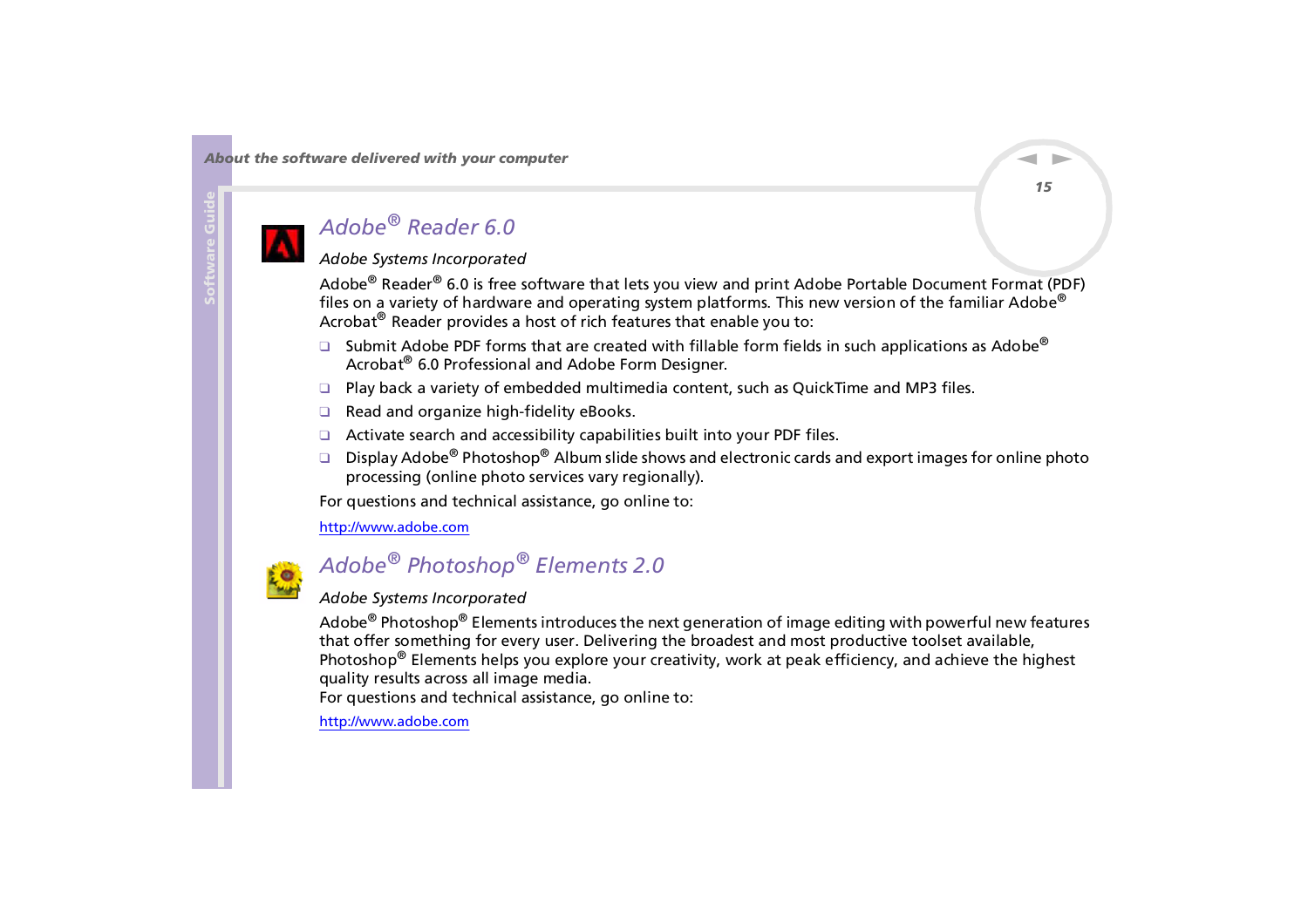## Adobe® Reader 6.0

*Adobe Systems Incorporated*

Adobe® Reader® 6.0 is free software that lets you view and print Adobe Portable Document Format (PDF) files on a variety of hardware and operating system platforms. This new version of the familiar Adobe® Acrobat® Reader provides a host of rich features that enable you to:

- Submit Adobe PDF forms that are created with fillable form fields in such applications as Adobe® Acrobat® 6.0 Professional and Adobe Form Designer.
- Play back a variety of embedded multimedia content, such as QuickTime and MP3 files.
- Read and organize high-fidelity eBooks.
- Activate search and accessibility capabilities built into your PDF files.
- Display Adobe® Photoshop® Album slide shows and electronic cards and export images for online photo processing (online photo services vary regionally).

For questions and technical assistance, go online to:

http://www.adobe.com

## Adobe® Photoshop® Elements 2.0

*Adobe Systems Incorporated*

Adobe® Photoshop® Elements introduces the next generation of image editing with powerful new features that offer something for every user. Delivering the broadest and most productive toolset available, Photoshop® Elements helps you explore your creativity, work at peak efficiency, and achieve the highest quality results across all image media.
For questions and technical assistance, go online to:

http://www.adobe.com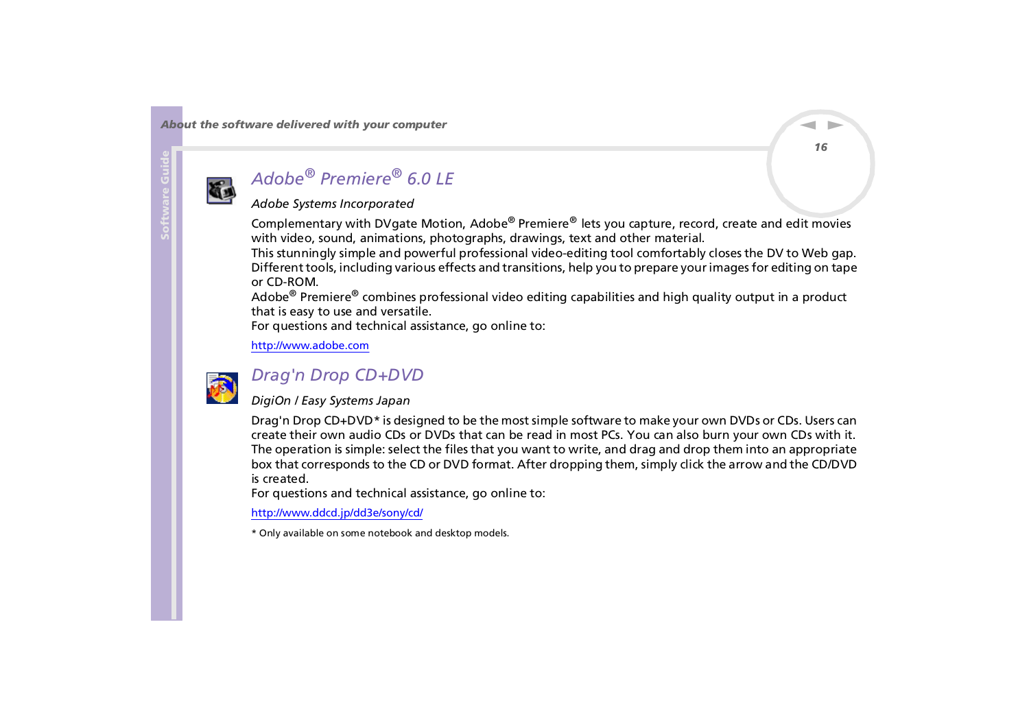## Adobe® Premiere® 6.0 LE

*Adobe Systems Incorporated*

Complementary with DVgate Motion, Adobe® Premiere® lets you capture, record, create and edit movies with video, sound, animations, photographs, drawings, text and other material.
This stunningly simple and powerful professional video-editing tool comfortably closes the DV to Web gap.
Different tools, including various effects and transitions, help you to prepare your images for editing on tape or CD-ROM.
Adobe® Premiere® combines professional video editing capabilities and high quality output in a product that is easy to use and versatile.
For questions and technical assistance, go online to:

http://www.adobe.com

## Drag'n Drop CD+DVD

*DigiOn / Easy Systems Japan*

Drag'n Drop CD+DVD* is designed to be the most simple software to make your own DVDs or CDs. Users can create their own audio CDs or DVDs that can be read in most PCs. You can also burn your own CDs with it.
The operation is simple: select the files that you want to write, and drag and drop them into an appropriate box that corresponds to the CD or DVD format. After dropping them, simply click the arrow and the CD/DVD is created.
For questions and technical assistance, go online to:

http://www.ddcd.jp/dd3e/sony/cd/

* Only available on some notebook and desktop models.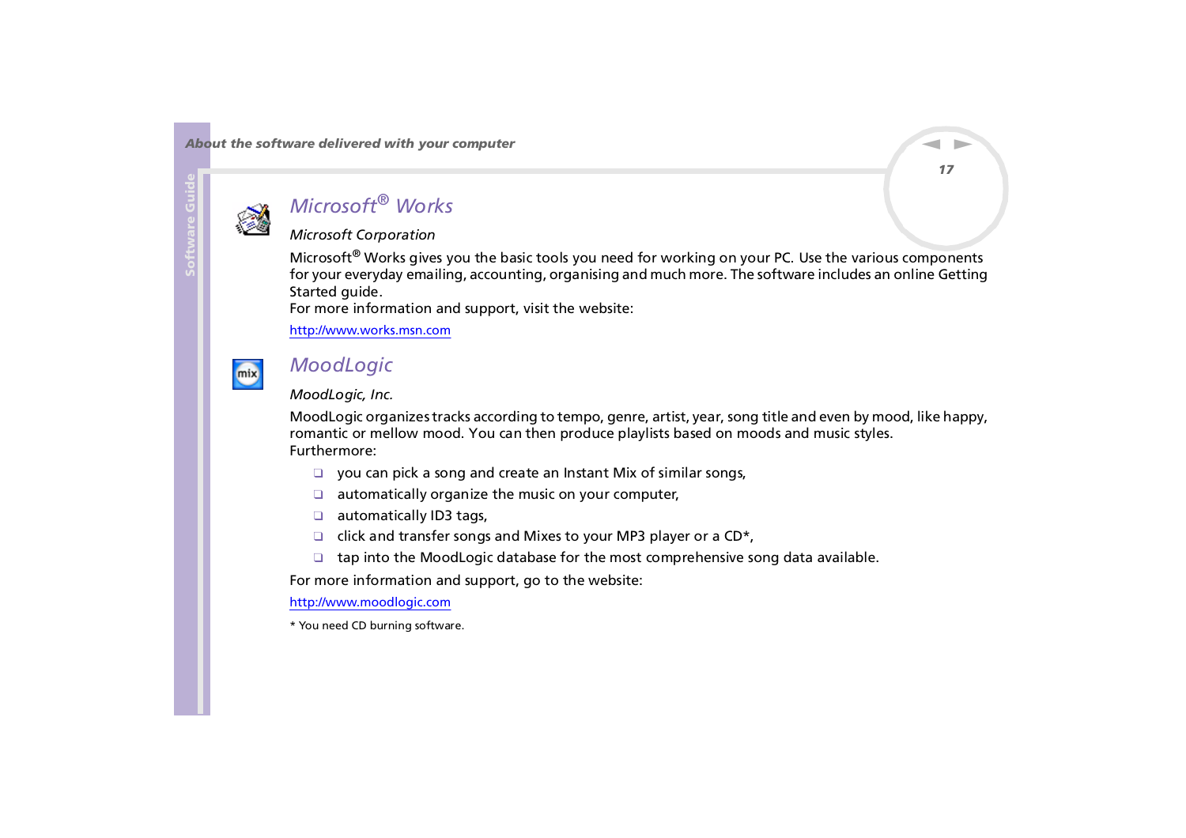## Microsoft® Works

*Microsoft Corporation*

Microsoft® Works gives you the basic tools you need for working on your PC. Use the various components for your everyday emailing, accounting, organising and much more. The software includes an online Getting Started guide.
For more information and support, visit the website:

http://www.works.msn.com

## MoodLogic

*MoodLogic, Inc.*

MoodLogic organizes tracks according to tempo, genre, artist, year, song title and even by mood, like happy, romantic or mellow mood. You can then produce playlists based on moods and music styles.
Furthermore:

- you can pick a song and create an Instant Mix of similar songs,
- automatically organize the music on your computer,
- automatically ID3 tags,
- click and transfer songs and Mixes to your MP3 player or a CD*,
- tap into the MoodLogic database for the most comprehensive song data available.

For more information and support, go to the website:

http://www.moodlogic.com

* You need CD burning software.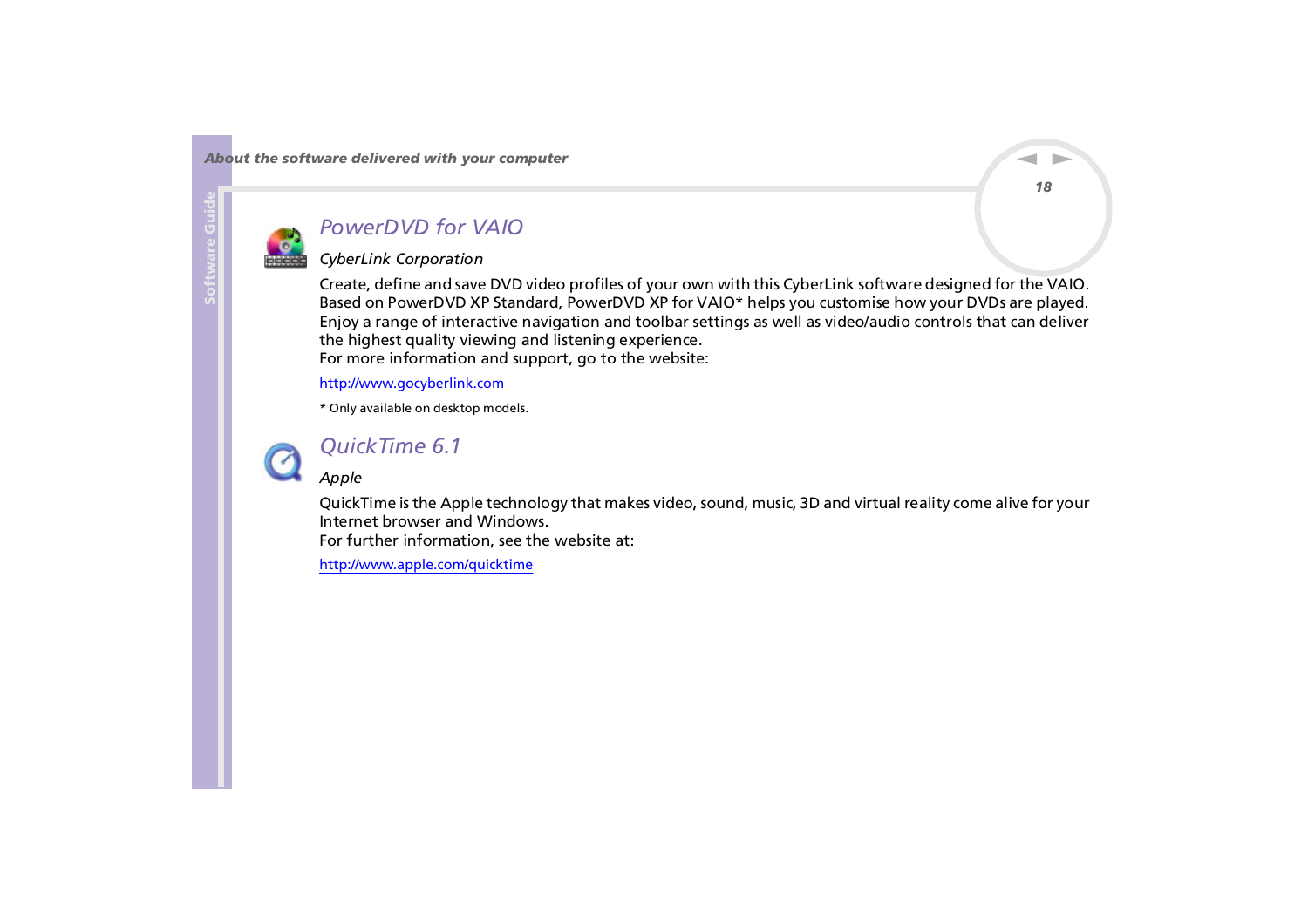## PowerDVD for VAIO

*CyberLink Corporation*

Create, define and save DVD video profiles of your own with this CyberLink software designed for the VAIO. Based on PowerDVD XP Standard, PowerDVD XP for VAIO* helps you customise how your DVDs are played. Enjoy a range of interactive navigation and toolbar settings as well as video/audio controls that can deliver the highest quality viewing and listening experience.
For more information and support, go to the website:

http://www.gocyberlink.com

* Only available on desktop models.

## QuickTime 6.1

*Apple*

QuickTime is the Apple technology that makes video, sound, music, 3D and virtual reality come alive for your Internet browser and Windows.
For further information, see the website at:

http://www.apple.com/quicktime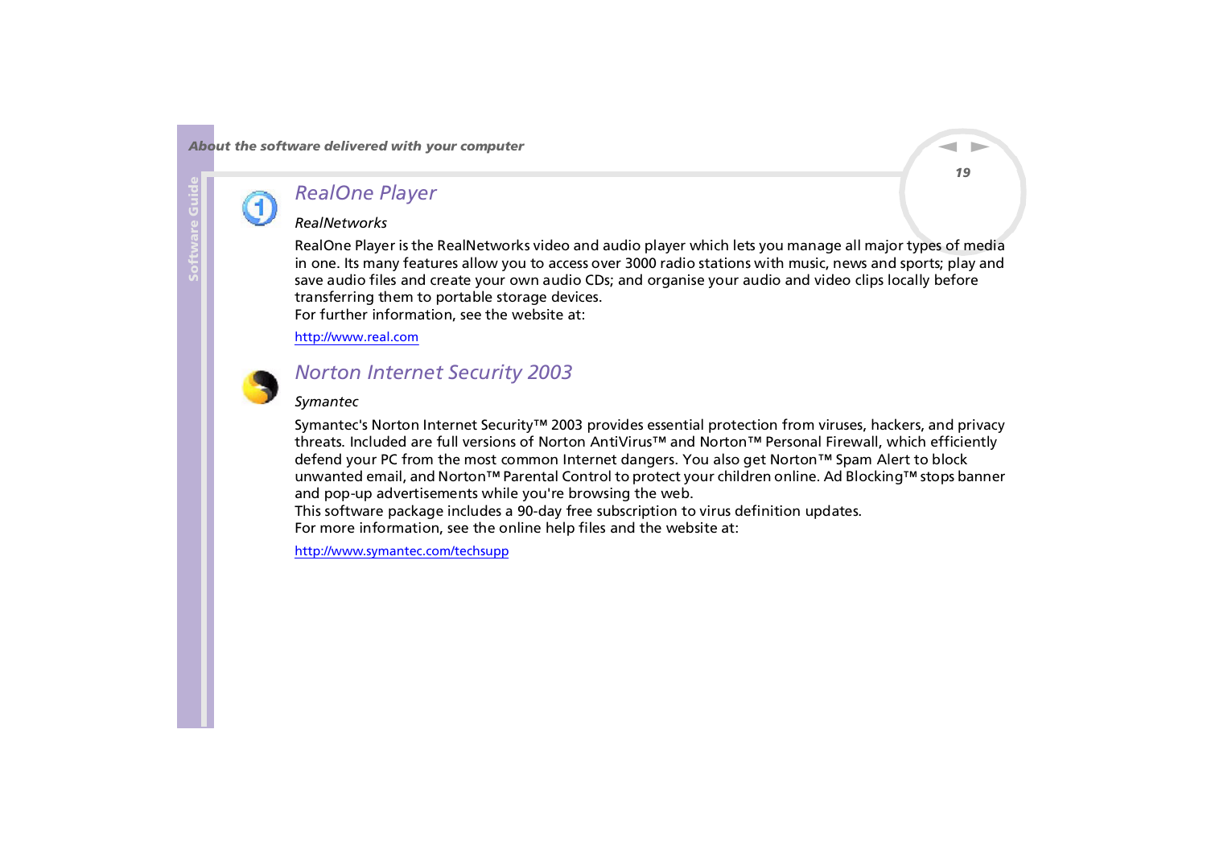## RealOne Player

*RealNetworks*

RealOne Player is the RealNetworks video and audio player which lets you manage all major types of media in one. Its many features allow you to access over 3000 radio stations with music, news and sports; play and save audio files and create your own audio CDs; and organise your audio and video clips locally before transferring them to portable storage devices.
For further information, see the website at:

http://www.real.com

## Norton Internet Security 2003

*Symantec*

Symantec's Norton Internet Security™ 2003 provides essential protection from viruses, hackers, and privacy threats. Included are full versions of Norton AntiVirus™ and Norton™ Personal Firewall, which efficiently defend your PC from the most common Internet dangers. You also get Norton™ Spam Alert to block unwanted email, and Norton™ Parental Control to protect your children online. Ad Blocking™ stops banner and pop-up advertisements while you're browsing the web.
This software package includes a 90-day free subscription to virus definition updates.
For more information, see the online help files and the website at:

http://www.symantec.com/techsupp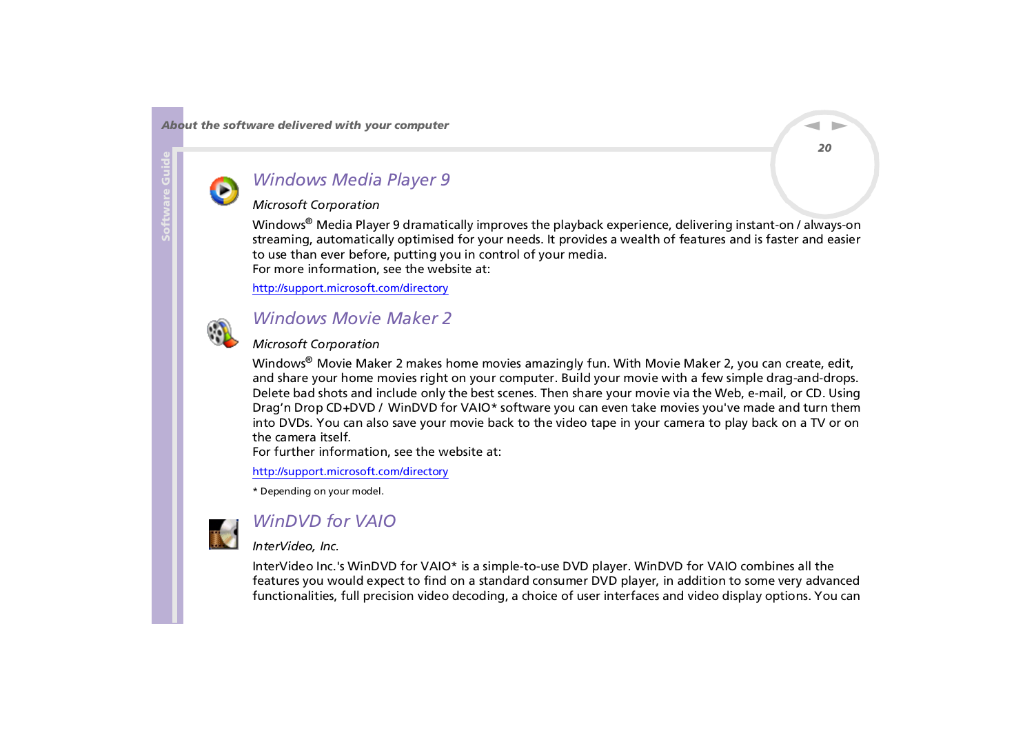## Windows Media Player 9

*Microsoft Corporation*

Windows® Media Player 9 dramatically improves the playback experience, delivering instant-on / always-on streaming, automatically optimised for your needs. It provides a wealth of features and is faster and easier to use than ever before, putting you in control of your media.
For more information, see the website at:

http://support.microsoft.com/directory

## Windows Movie Maker 2

*Microsoft Corporation*

Windows® Movie Maker 2 makes home movies amazingly fun. With Movie Maker 2, you can create, edit, and share your home movies right on your computer. Build your movie with a few simple drag-and-drops. Delete bad shots and include only the best scenes. Then share your movie via the Web, e-mail, or CD. Using Drag'n Drop CD+DVD / WinDVD for VAIO* software you can even take movies you've made and turn them into DVDs. You can also save your movie back to the video tape in your camera to play back on a TV or on the camera itself.
For further information, see the website at:

http://support.microsoft.com/directory

* Depending on your model.

## WinDVD for VAIO

*InterVideo, Inc.*

InterVideo Inc.'s WinDVD for VAIO* is a simple-to-use DVD player. WinDVD for VAIO combines all the features you would expect to find on a standard consumer DVD player, in addition to some very advanced functionalities, full precision video decoding, a choice of user interfaces and video display options. You can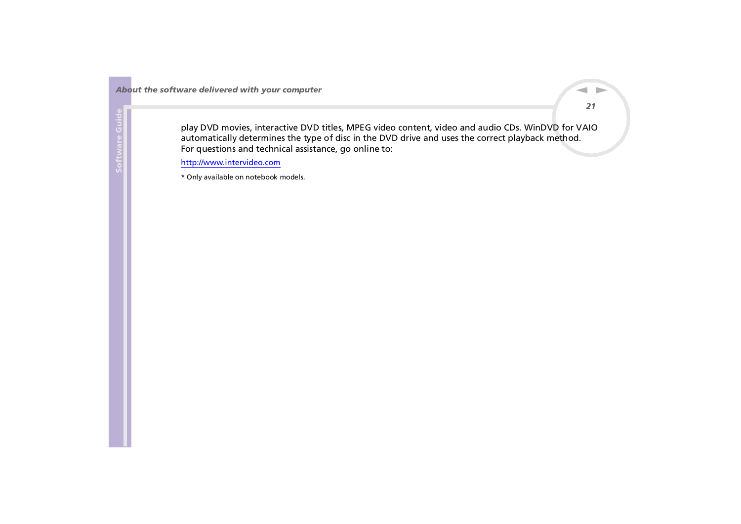play DVD movies, interactive DVD titles, MPEG video content, video and audio CDs. WinDVD for VAIO automatically determines the type of disc in the DVD drive and uses the correct playback method.
For questions and technical assistance, go online to:

http://www.intervideo.com

* Only available on notebook models.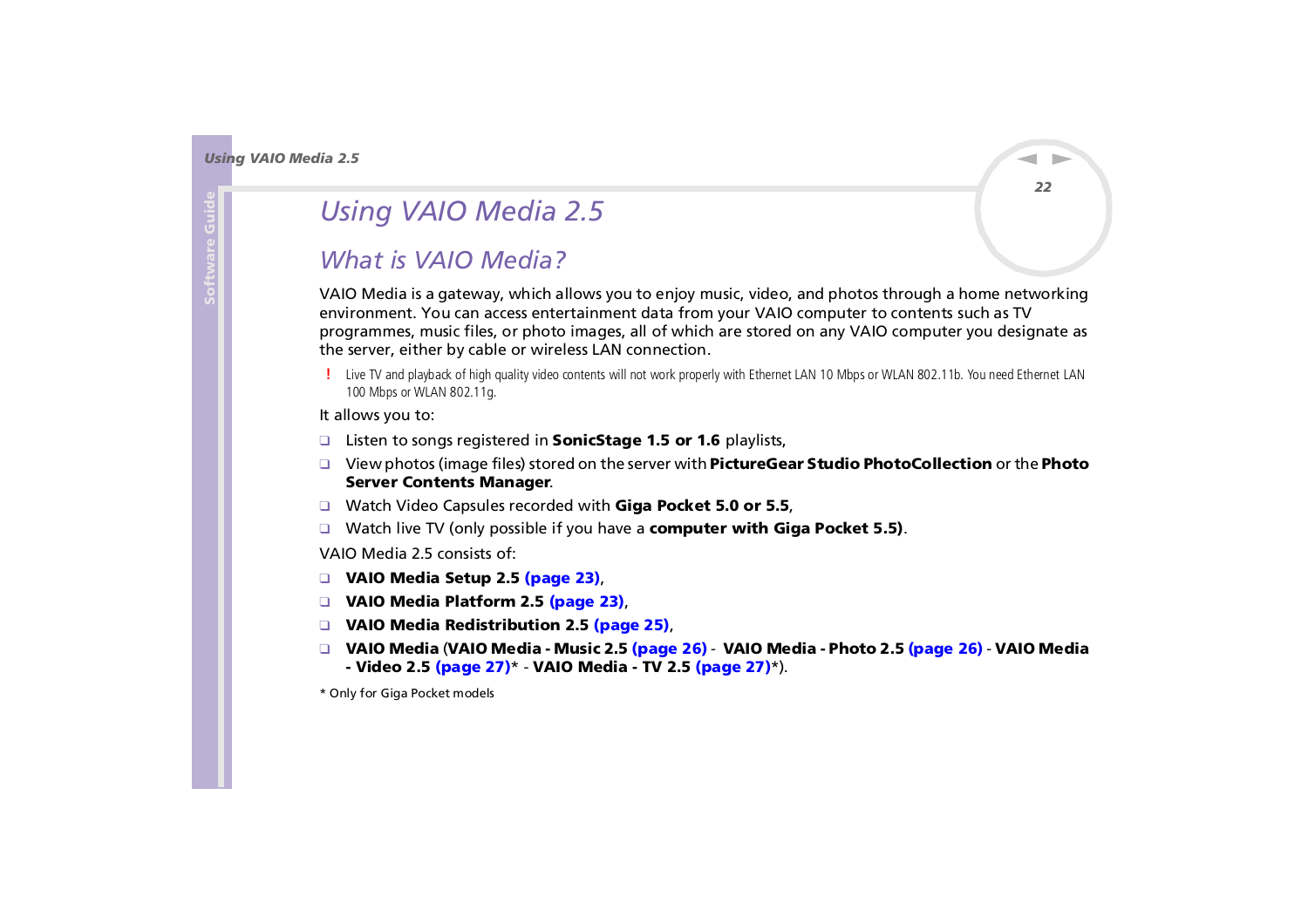# *Using VAIO Media 2.5*

## *What is VAIO Media?*

VAIO Media is a gateway, which allows you to enjoy music, video, and photos through a home networking environment. You can access entertainment data from your VAIO computer to contents such as TV programmes, music files, or photo images, all of which are stored on any VAIO computer you designate as the server, either by cable or wireless LAN connection.

! Live TV and playback of high quality video contents will not work properly with Ethernet LAN 10 Mbps or WLAN 802.11b. You need Ethernet LAN 100 Mbps or WLAN 802.11g.

It allows you to:

- Listen to songs registered in **SonicStage 1.5 or 1.6** playlists,
- View photos (image files) stored on the server with **PictureGear Studio PhotoCollection** or the **Photo Server Contents Manager**.
- Watch Video Capsules recorded with **Giga Pocket 5.0 or 5.5**,
- Watch live TV (only possible if you have a **computer with Giga Pocket 5.5)**.

VAIO Media 2.5 consists of:

- **VAIO Media Setup 2.5 (page 23)**,
- **VAIO Media Platform 2.5 (page 23)**,
- **VAIO Media Redistribution 2.5 (page 25)**,
- **VAIO Media** (**VAIO Media - Music 2.5 (page 26)** - **VAIO Media - Photo 2.5 (page 26)** - **VAIO Media - Video 2.5 (page 27)*** - **VAIO Media - TV 2.5 (page 27)***).

* Only for Giga Pocket models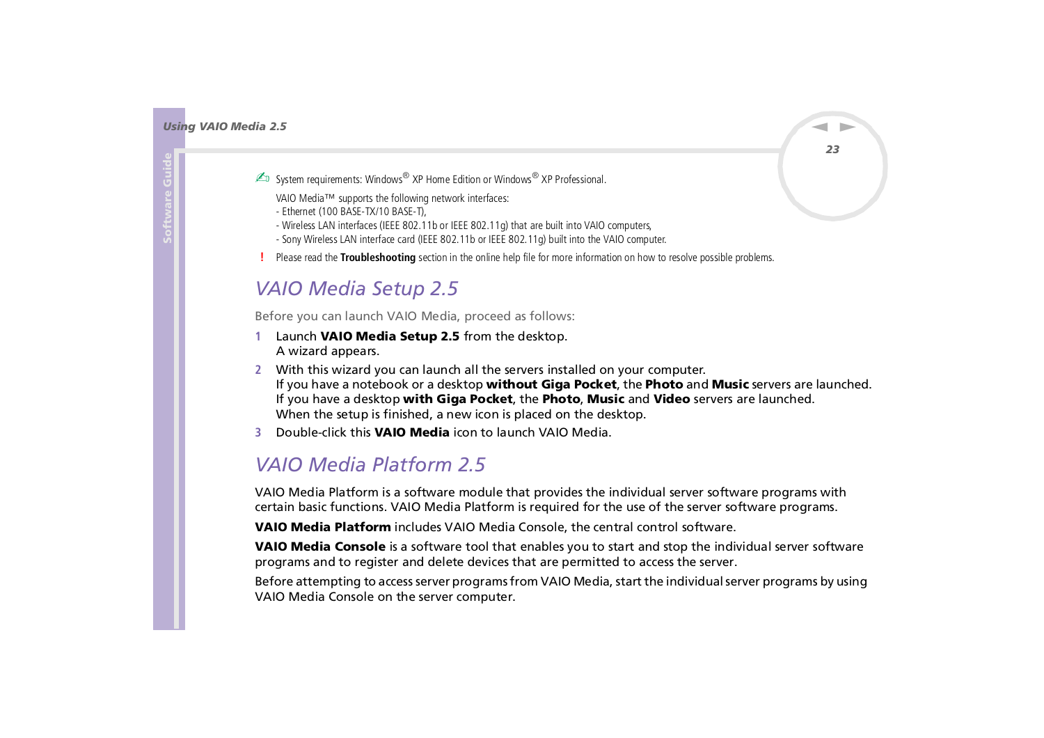✍ System requirements: Windows® XP Home Edition or Windows® XP Professional.

VAIO Media™ supports the following network interfaces:
- Ethernet (100 BASE-TX/10 BASE-T),
- Wireless LAN interfaces (IEEE 802.11b or IEEE 802.11g) that are built into VAIO computers,
- Sony Wireless LAN interface card (IEEE 802.11b or IEEE 802.11g) built into the VAIO computer.

! Please read the **Troubleshooting** section in the online help file for more information on how to resolve possible problems.

## *VAIO Media Setup 2.5*

Before you can launch VAIO Media, proceed as follows:

1. Launch **VAIO Media Setup 2.5** from the desktop.
   A wizard appears.
2. With this wizard you can launch all the servers installed on your computer.
   If you have a notebook or a desktop **without Giga Pocket**, the **Photo** and **Music** servers are launched.
   If you have a desktop **with Giga Pocket**, the **Photo**, **Music** and **Video** servers are launched.
   When the setup is finished, a new icon is placed on the desktop.
3. Double-click this **VAIO Media** icon to launch VAIO Media.

## *VAIO Media Platform 2.5*

VAIO Media Platform is a software module that provides the individual server software programs with certain basic functions. VAIO Media Platform is required for the use of the server software programs.

**VAIO Media Platform** includes VAIO Media Console, the central control software.

**VAIO Media Console** is a software tool that enables you to start and stop the individual server software programs and to register and delete devices that are permitted to access the server.

Before attempting to access server programs from VAIO Media, start the individual server programs by using VAIO Media Console on the server computer.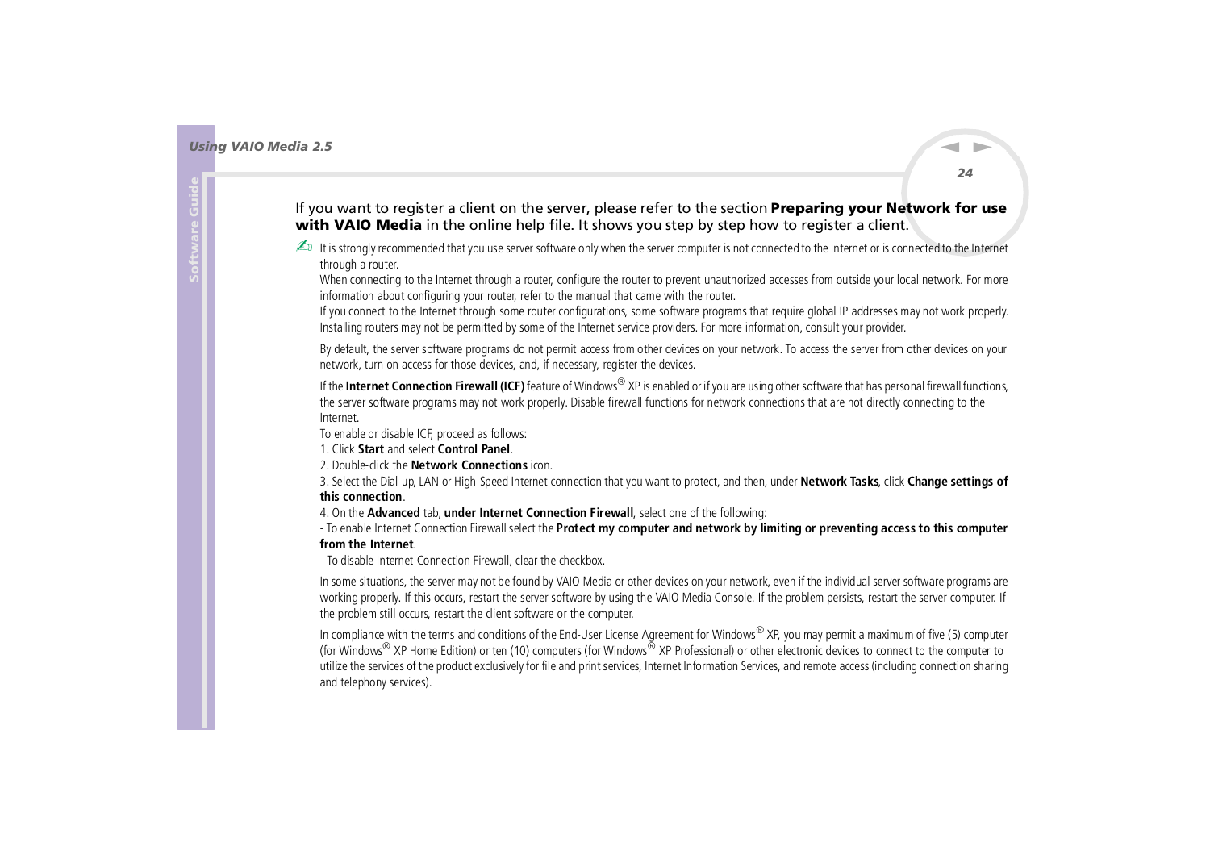If you want to register a client on the server, please refer to the section **Preparing your Network for use with VAIO Media** in the online help file. It shows you step by step how to register a client.

✍ It is strongly recommended that you use server software only when the server computer is not connected to the Internet or is connected to the Internet through a router.

When connecting to the Internet through a router, configure the router to prevent unauthorized accesses from outside your local network. For more information about configuring your router, refer to the manual that came with the router.

If you connect to the Internet through some router configurations, some software programs that require global IP addresses may not work properly. Installing routers may not be permitted by some of the Internet service providers. For more information, consult your provider.

By default, the server software programs do not permit access from other devices on your network. To access the server from other devices on your network, turn on access for those devices, and, if necessary, register the devices.

If the **Internet Connection Firewall (ICF)** feature of Windows® XP is enabled or if you are using other software that has personal firewall functions, the server software programs may not work properly. Disable firewall functions for network connections that are not directly connecting to the Internet.

To enable or disable ICF, proceed as follows:

1. Click **Start** and select **Control Panel**.
2. Double-click the **Network Connections** icon.
3. Select the Dial-up, LAN or High-Speed Internet connection that you want to protect, and then, under **Network Tasks**, click **Change settings of this connection**.
4. On the **Advanced** tab, **under Internet Connection Firewall**, select one of the following:

- To enable Internet Connection Firewall select the **Protect my computer and network by limiting or preventing access to this computer from the Internet**.
- To disable Internet Connection Firewall, clear the checkbox.

In some situations, the server may not be found by VAIO Media or other devices on your network, even if the individual server software programs are working properly. If this occurs, restart the server software by using the VAIO Media Console. If the problem persists, restart the server computer. If the problem still occurs, restart the client software or the computer.

In compliance with the terms and conditions of the End-User License Agreement for Windows® XP, you may permit a maximum of five (5) computer (for Windows® XP Home Edition) or ten (10) computers (for Windows® XP Professional) or other electronic devices to connect to the computer to utilize the services of the product exclusively for file and print services, Internet Information Services, and remote access (including connection sharing and telephony services).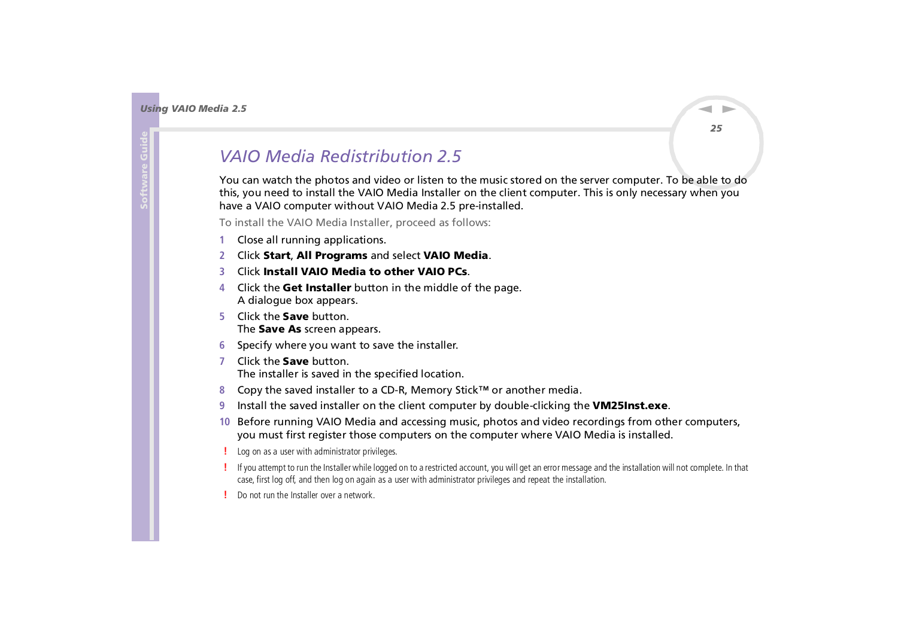## *VAIO Media Redistribution 2.5*

You can watch the photos and video or listen to the music stored on the server computer. To be able to do this, you need to install the VAIO Media Installer on the client computer. This is only necessary when you have a VAIO computer without VAIO Media 2.5 pre-installed.

To install the VAIO Media Installer, proceed as follows:

1. Close all running applications.
2. Click **Start**, **All Programs** and select **VAIO Media**.
3. Click **Install VAIO Media to other VAIO PCs**.
4. Click the **Get Installer** button in the middle of the page.
   A dialogue box appears.
5. Click the **Save** button.
   The **Save As** screen appears.
6. Specify where you want to save the installer.
7. Click the **Save** button.
   The installer is saved in the specified location.
8. Copy the saved installer to a CD-R, Memory Stick™ or another media.
9. Install the saved installer on the client computer by double-clicking the **VM25Inst.exe**.
10. Before running VAIO Media and accessing music, photos and video recordings from other computers, you must first register those computers on the computer where VAIO Media is installed.

! Log on as a user with administrator privileges.

! If you attempt to run the Installer while logged on to a restricted account, you will get an error message and the installation will not complete. In that case, first log off, and then log on again as a user with administrator privileges and repeat the installation.

! Do not run the Installer over a network.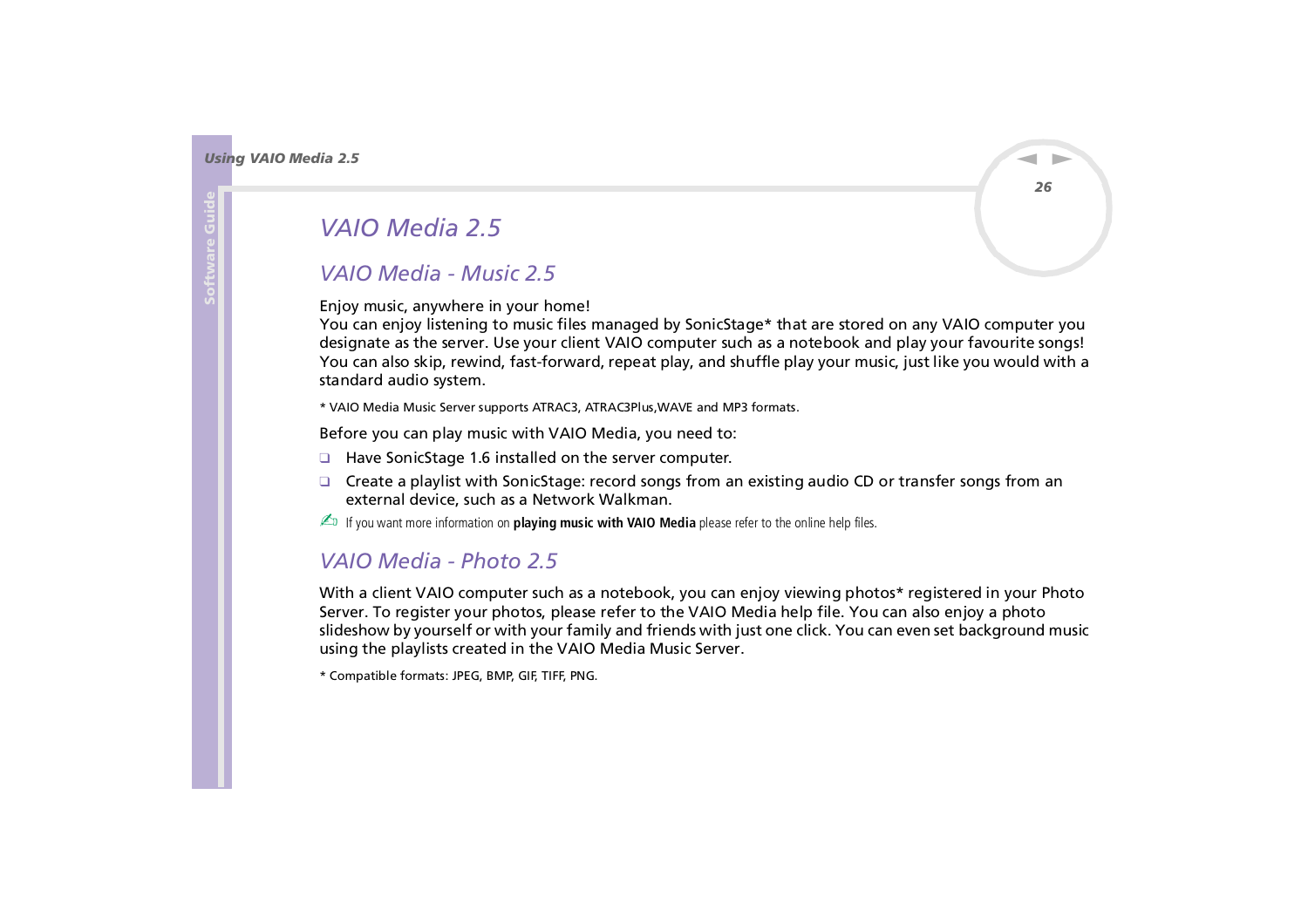# VAIO Media 2.5

## VAIO Media - Music 2.5

Enjoy music, anywhere in your home!
You can enjoy listening to music files managed by SonicStage* that are stored on any VAIO computer you designate as the server. Use your client VAIO computer such as a notebook and play your favourite songs! You can also skip, rewind, fast-forward, repeat play, and shuffle play your music, just like you would with a standard audio system.

* VAIO Media Music Server supports ATRAC3, ATRAC3Plus,WAVE and MP3 formats.

Before you can play music with VAIO Media, you need to:

- Have SonicStage 1.6 installed on the server computer.
- Create a playlist with SonicStage: record songs from an existing audio CD or transfer songs from an external device, such as a Network Walkman.

✍ If you want more information on **playing music with VAIO Media** please refer to the online help files.

## VAIO Media - Photo 2.5

With a client VAIO computer such as a notebook, you can enjoy viewing photos* registered in your Photo Server. To register your photos, please refer to the VAIO Media help file. You can also enjoy a photo slideshow by yourself or with your family and friends with just one click. You can even set background music using the playlists created in the VAIO Media Music Server.

* Compatible formats: JPEG, BMP, GIF, TIFF, PNG.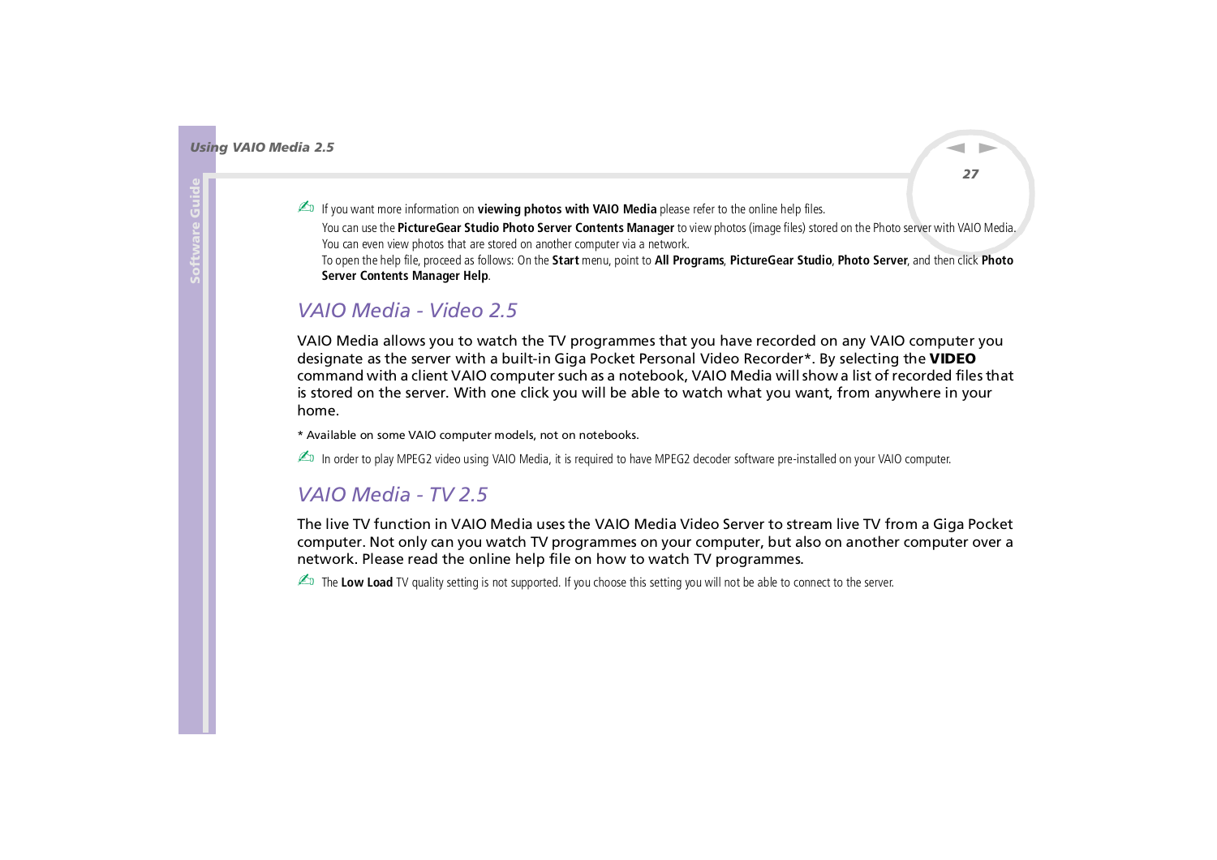✍ If you want more information on **viewing photos with VAIO Media** please refer to the online help files.

You can use the **PictureGear Studio Photo Server Contents Manager** to view photos (image files) stored on the Photo server with VAIO Media. You can even view photos that are stored on another computer via a network.

To open the help file, proceed as follows: On the **Start** menu, point to **All Programs**, **PictureGear Studio**, **Photo Server**, and then click **Photo Server Contents Manager Help**.

## *VAIO Media - Video 2.5*

VAIO Media allows you to watch the TV programmes that you have recorded on any VAIO computer you designate as the server with a built-in Giga Pocket Personal Video Recorder*. By selecting the **VIDEO** command with a client VAIO computer such as a notebook, VAIO Media will show a list of recorded files that is stored on the server. With one click you will be able to watch what you want, from anywhere in your home.

* Available on some VAIO computer models, not on notebooks.

✍ In order to play MPEG2 video using VAIO Media, it is required to have MPEG2 decoder software pre-installed on your VAIO computer.

## *VAIO Media - TV 2.5*

The live TV function in VAIO Media uses the VAIO Media Video Server to stream live TV from a Giga Pocket computer. Not only can you watch TV programmes on your computer, but also on another computer over a network. Please read the online help file on how to watch TV programmes.

✍ The **Low Load** TV quality setting is not supported. If you choose this setting you will not be able to connect to the server.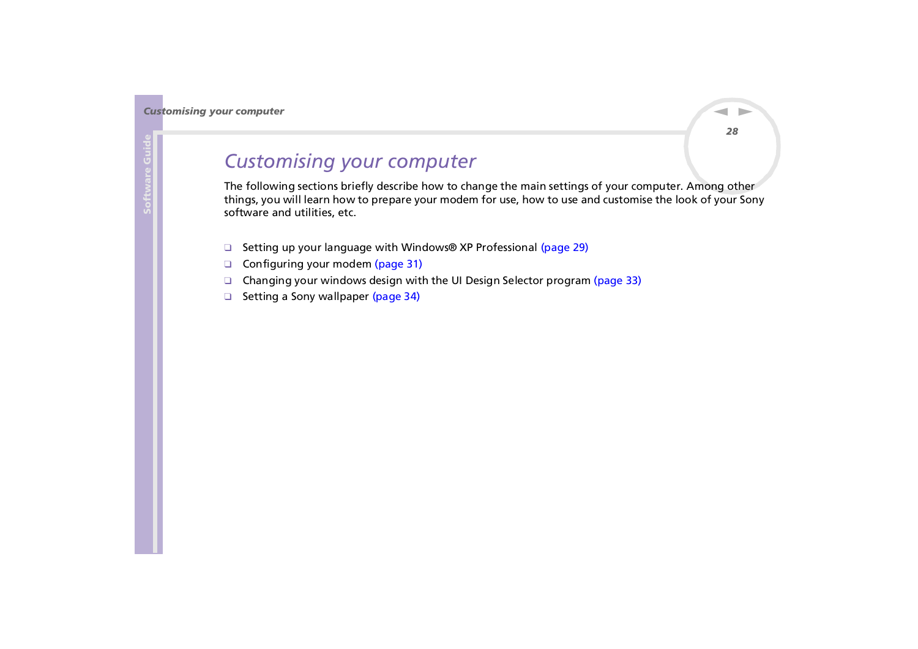# Customising your computer

The following sections briefly describe how to change the main settings of your computer. Among other things, you will learn how to prepare your modem for use, how to use and customise the look of your Sony software and utilities, etc.

- Setting up your language with Windows® XP Professional (page 29)
- Configuring your modem (page 31)
- Changing your windows design with the UI Design Selector program (page 33)
- Setting a Sony wallpaper (page 34)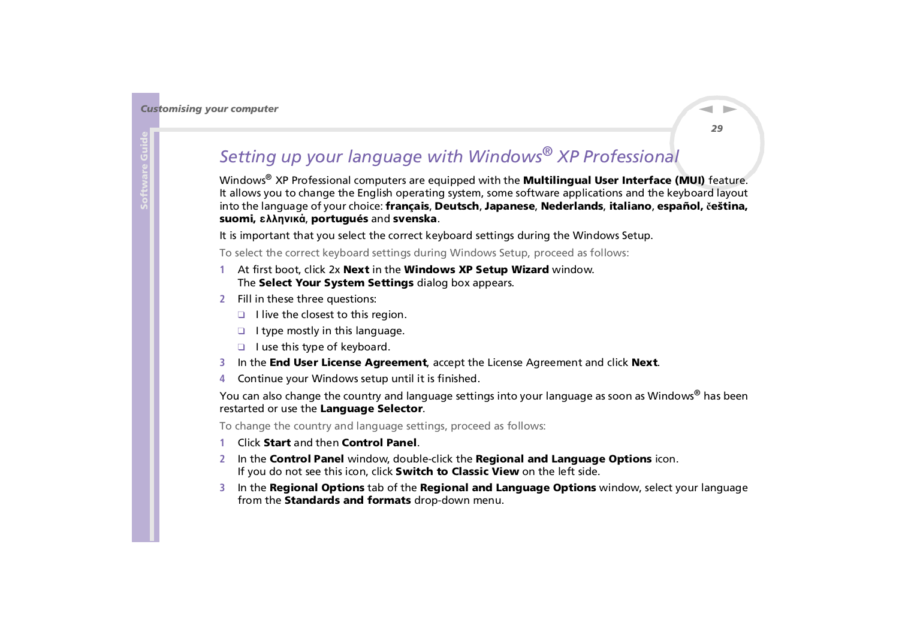## *Setting up your language with Windows® XP Professional*

Windows® XP Professional computers are equipped with the **Multilingual User Interface (MUI)** feature. It allows you to change the English operating system, some software applications and the keyboard layout into the language of your choice: **français**, **Deutsch**, **Japanese**, **Nederlands**, **italiano**, **español, čeština, suomi, ελληνικά**, **portugués** and **svenska**.

It is important that you select the correct keyboard settings during the Windows Setup.

To select the correct keyboard settings during Windows Setup, proceed as follows:

1. At first boot, click 2x **Next** in the **Windows XP Setup Wizard** window.
   The **Select Your System Settings** dialog box appears.
2. Fill in these three questions:
   - I live the closest to this region.
   - I type mostly in this language.
   - I use this type of keyboard.
3. In the **End User License Agreement**, accept the License Agreement and click **Next**.
4. Continue your Windows setup until it is finished.

You can also change the country and language settings into your language as soon as Windows® has been restarted or use the **Language Selector**.

To change the country and language settings, proceed as follows:

1. Click **Start** and then **Control Panel**.
2. In the **Control Panel** window, double-click the **Regional and Language Options** icon.
   If you do not see this icon, click **Switch to Classic View** on the left side.
3. In the **Regional Options** tab of the **Regional and Language Options** window, select your language from the **Standards and formats** drop-down menu.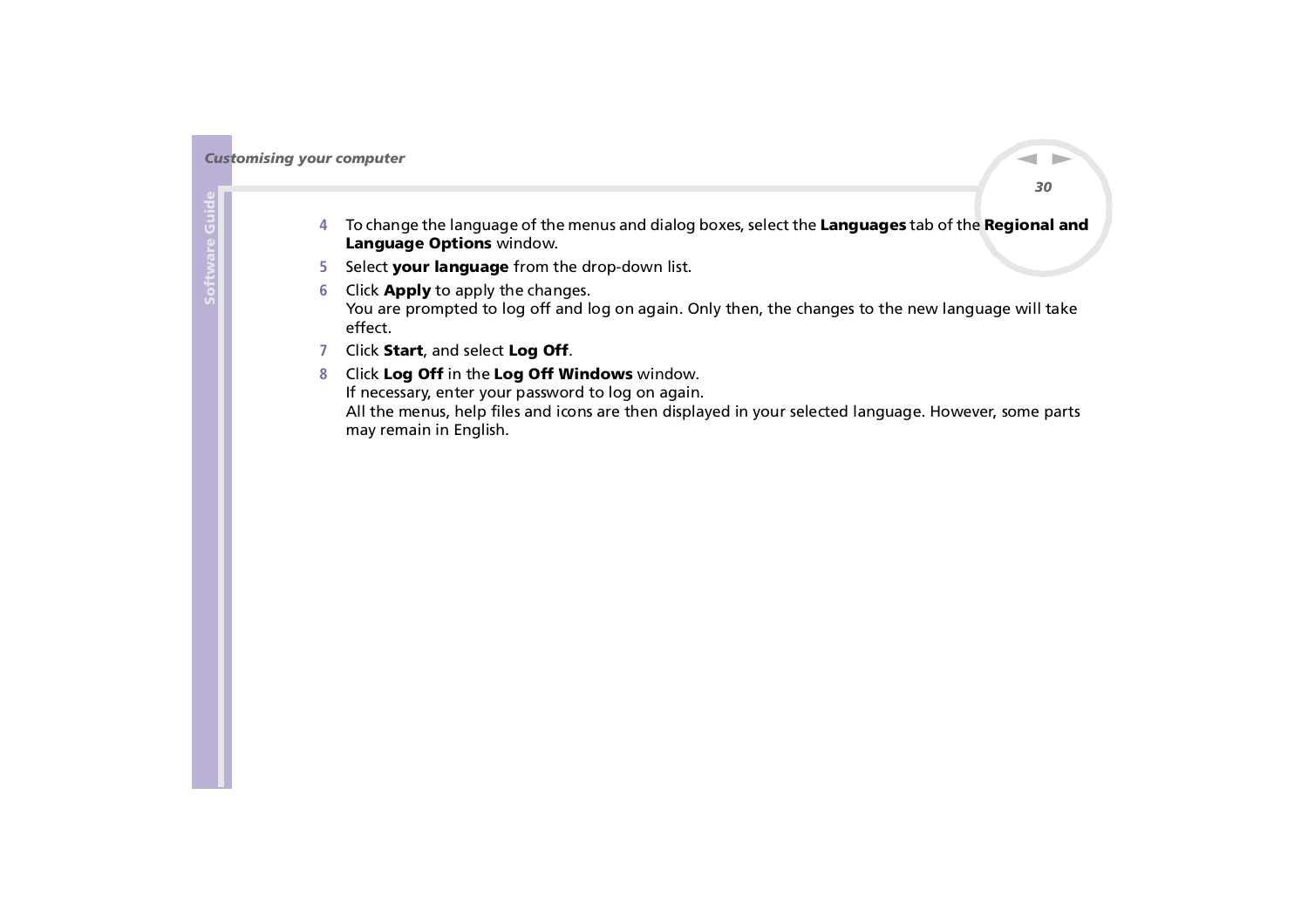4. To change the language of the menus and dialog boxes, select the **Languages** tab of the **Regional and Language Options** window.
5. Select **your language** from the drop-down list.
6. Click **Apply** to apply the changes.
   You are prompted to log off and log on again. Only then, the changes to the new language will take effect.
7. Click **Start**, and select **Log Off**.
8. Click **Log Off** in the **Log Off Windows** window.
   If necessary, enter your password to log on again.
   All the menus, help files and icons are then displayed in your selected language. However, some parts may remain in English.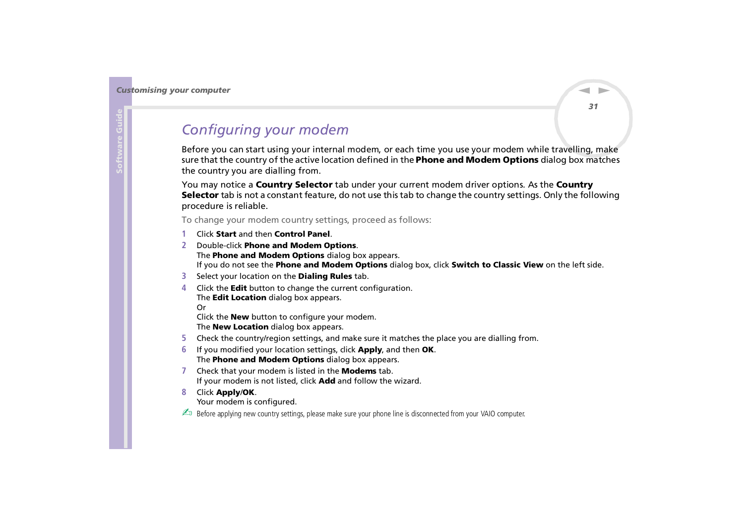# Configuring your modem

Before you can start using your internal modem, or each time you use your modem while travelling, make sure that the country of the active location defined in the **Phone and Modem Options** dialog box matches the country you are dialling from.

You may notice a **Country Selector** tab under your current modem driver options. As the **Country Selector** tab is not a constant feature, do not use this tab to change the country settings. Only the following procedure is reliable.

To change your modem country settings, proceed as follows:

1. Click **Start** and then **Control Panel**.
2. Double-click **Phone and Modem Options**.
   The **Phone and Modem Options** dialog box appears.
   If you do not see the **Phone and Modem Options** dialog box, click **Switch to Classic View** on the left side.
3. Select your location on the **Dialing Rules** tab.
4. Click the **Edit** button to change the current configuration.
   The **Edit Location** dialog box appears.
   Or
   Click the **New** button to configure your modem.
   The **New Location** dialog box appears.
5. Check the country/region settings, and make sure it matches the place you are dialling from.
6. If you modified your location settings, click **Apply**, and then **OK**.
   The **Phone and Modem Options** dialog box appears.
7. Check that your modem is listed in the **Modems** tab.
   If your modem is not listed, click **Add** and follow the wizard.
8. Click **Apply**/**OK**.
   Your modem is configured.

✍ Before applying new country settings, please make sure your phone line is disconnected from your VAIO computer.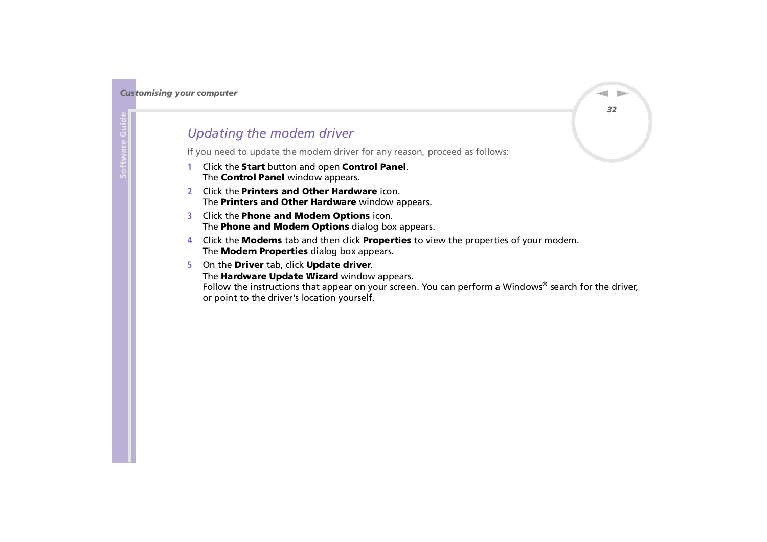## *Updating the modem driver*

If you need to update the modem driver for any reason, proceed as follows:

1. Click the **Start** button and open **Control Panel**.
   The **Control Panel** window appears.
2. Click the **Printers and Other Hardware** icon.
   The **Printers and Other Hardware** window appears.
3. Click the **Phone and Modem Options** icon.
   The **Phone and Modem Options** dialog box appears.
4. Click the **Modems** tab and then click **Properties** to view the properties of your modem.
   The **Modem Properties** dialog box appears.
5. On the **Driver** tab, click **Update driver**.
   The **Hardware Update Wizard** window appears.
   Follow the instructions that appear on your screen. You can perform a Windows® search for the driver, or point to the driver's location yourself.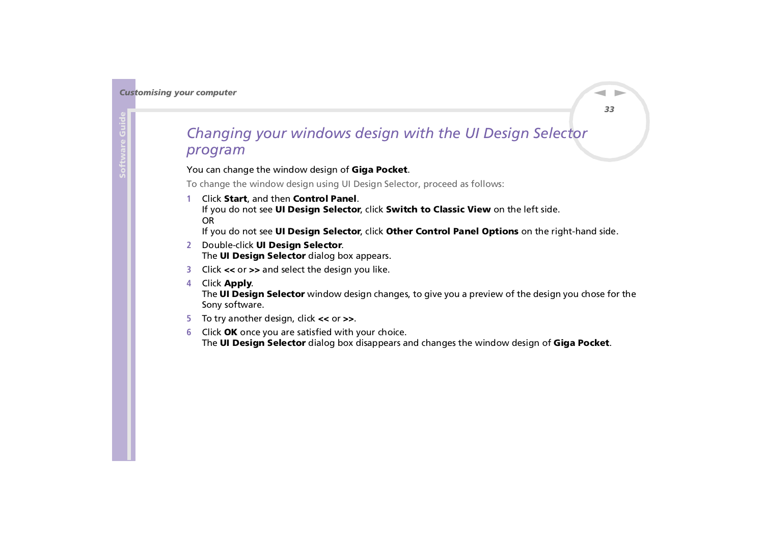## *Changing your windows design with the UI Design Selector program*

You can change the window design of **Giga Pocket**.

To change the window design using UI Design Selector, proceed as follows:

1. Click **Start**, and then **Control Panel**.
   If you do not see **UI Design Selector**, click **Switch to Classic View** on the left side.
   OR
   If you do not see **UI Design Selector**, click **Other Control Panel Options** on the right-hand side.
2. Double-click **UI Design Selector**.
   The **UI Design Selector** dialog box appears.
3. Click **<<** or **>>** and select the design you like.
4. Click **Apply**.
   The **UI Design Selector** window design changes, to give you a preview of the design you chose for the Sony software.
5. To try another design, click **<<** or **>>**.
6. Click **OK** once you are satisfied with your choice.
   The **UI Design Selector** dialog box disappears and changes the window design of **Giga Pocket**.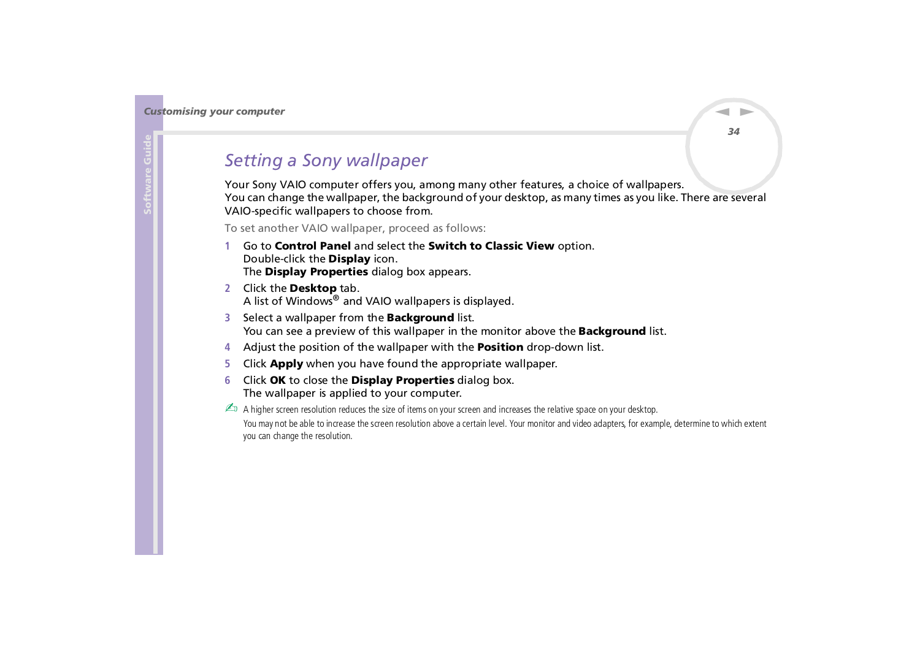## Setting a Sony wallpaper

Your Sony VAIO computer offers you, among many other features, a choice of wallpapers.
You can change the wallpaper, the background of your desktop, as many times as you like. There are several VAIO-specific wallpapers to choose from.

To set another VAIO wallpaper, proceed as follows:

1. Go to **Control Panel** and select the **Switch to Classic View** option.
   Double-click the **Display** icon.
   The **Display Properties** dialog box appears.
2. Click the **Desktop** tab.
   A list of Windows® and VAIO wallpapers is displayed.
3. Select a wallpaper from the **Background** list.
   You can see a preview of this wallpaper in the monitor above the **Background** list.
4. Adjust the position of the wallpaper with the **Position** drop-down list.
5. Click **Apply** when you have found the appropriate wallpaper.
6. Click **OK** to close the **Display Properties** dialog box.
   The wallpaper is applied to your computer.

✍ A higher screen resolution reduces the size of items on your screen and increases the relative space on your desktop.

You may not be able to increase the screen resolution above a certain level. Your monitor and video adapters, for example, determine to which extent you can change the resolution.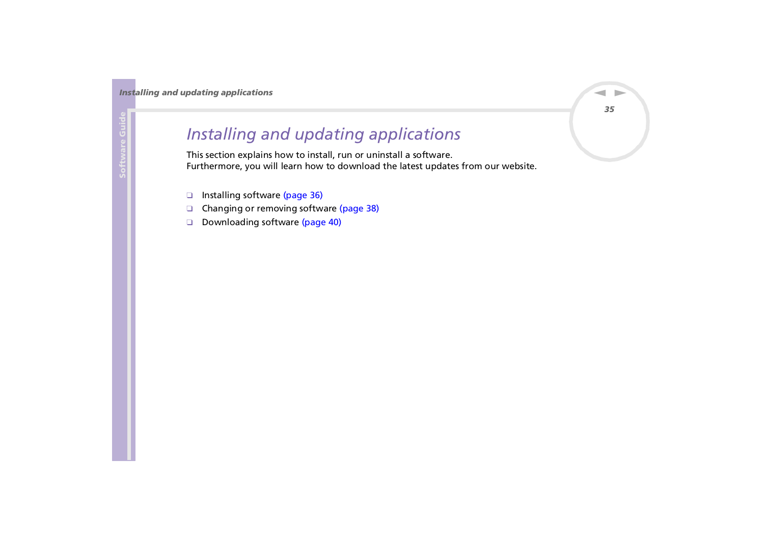# *Installing and updating applications*

This section explains how to install, run or uninstall a software.
Furthermore, you will learn how to download the latest updates from our website.

- Installing software (page 36)
- Changing or removing software (page 38)
- Downloading software (page 40)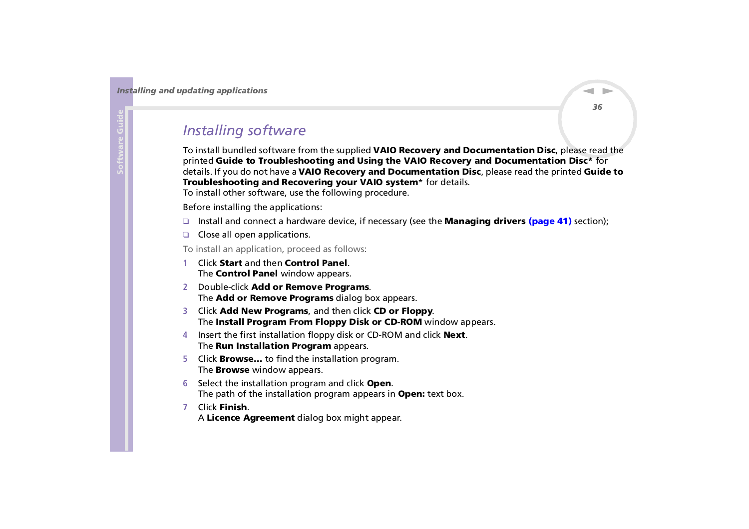## Installing software

To install bundled software from the supplied **VAIO Recovery and Documentation Disc**, please read the printed **Guide to Troubleshooting and Using the VAIO Recovery and Documentation Disc*** for details. If you do not have a **VAIO Recovery and Documentation Disc**, please read the printed **Guide to Troubleshooting and Recovering your VAIO system*** for details.
To install other software, use the following procedure.

Before installing the applications:

- Install and connect a hardware device, if necessary (see the **Managing drivers (page 41)** section);
- Close all open applications.

To install an application, proceed as follows:

1. Click **Start** and then **Control Panel**.
   The **Control Panel** window appears.
2. Double-click **Add or Remove Programs**.
   The **Add or Remove Programs** dialog box appears.
3. Click **Add New Programs**, and then click **CD or Floppy**.
   The **Install Program From Floppy Disk or CD-ROM** window appears.
4. Insert the first installation floppy disk or CD-ROM and click **Next**.
   The **Run Installation Program** appears.
5. Click **Browse...** to find the installation program.
   The **Browse** window appears.
6. Select the installation program and click **Open**.
   The path of the installation program appears in **Open:** text box.
7. Click **Finish**.
   A **Licence Agreement** dialog box might appear.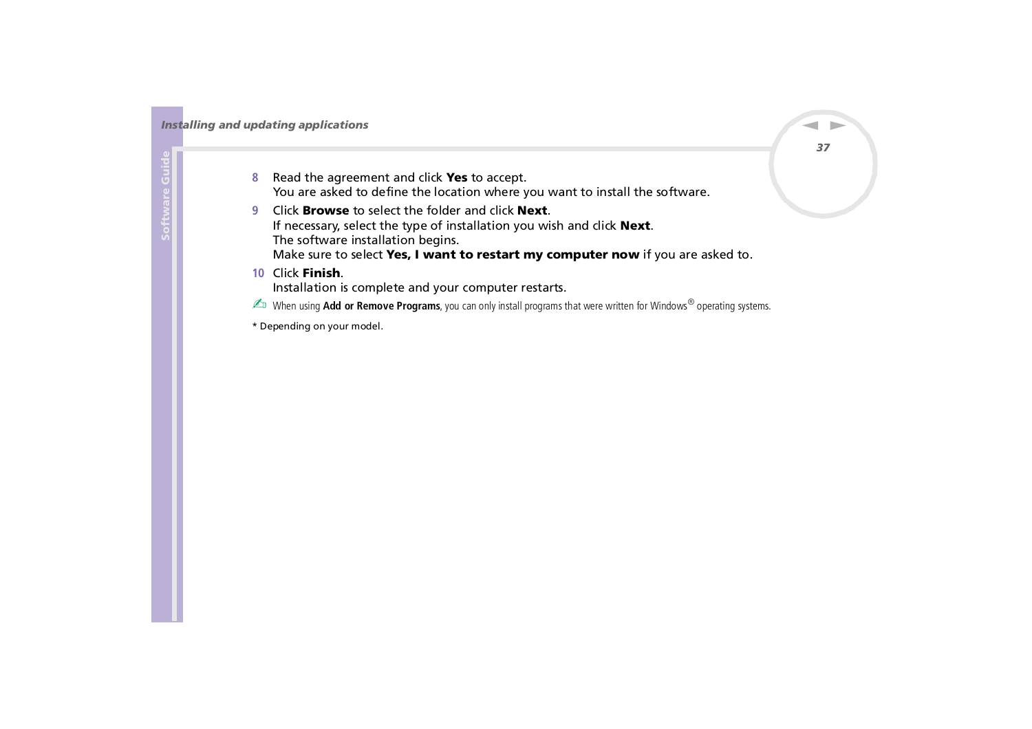8. Read the agreement and click **Yes** to accept.
   You are asked to define the location where you want to install the software.
9. Click **Browse** to select the folder and click **Next**.
   If necessary, select the type of installation you wish and click **Next**.
   The software installation begins.
   Make sure to select **Yes, I want to restart my computer now** if you are asked to.
10. Click **Finish**.
   Installation is complete and your computer restarts.

✍ When using **Add or Remove Programs**, you can only install programs that were written for Windows® operating systems.

\* Depending on your model.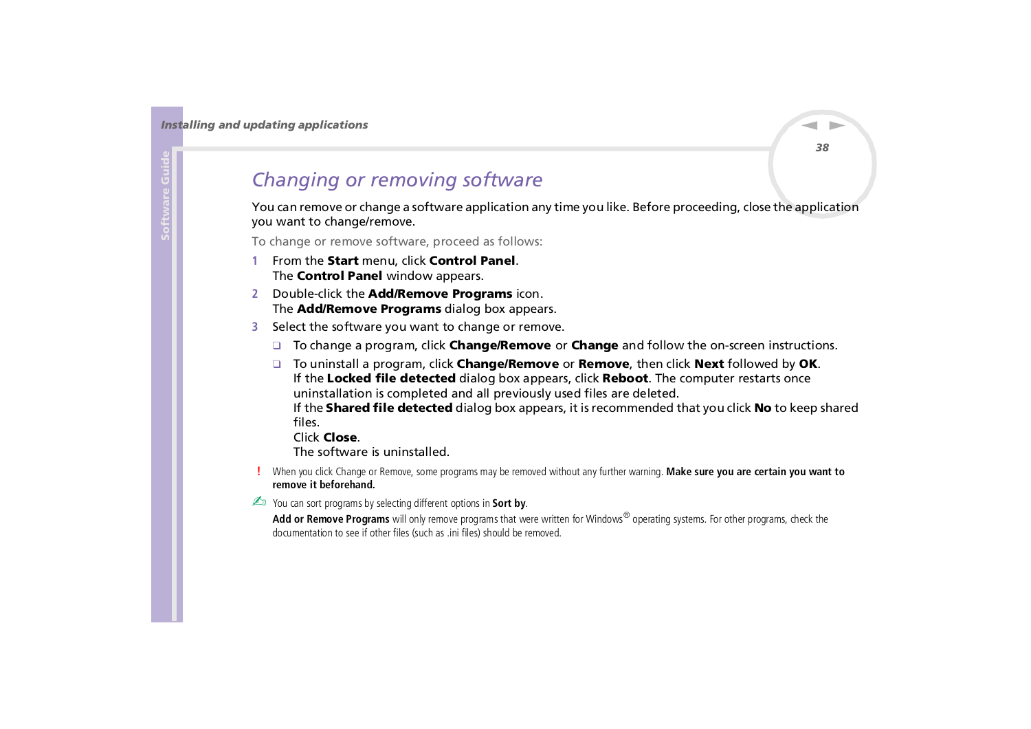## *Changing or removing software*

You can remove or change a software application any time you like. Before proceeding, close the application you want to change/remove.

To change or remove software, proceed as follows:

1. From the **Start** menu, click **Control Panel**.
   The **Control Panel** window appears.
2. Double-click the **Add/Remove Programs** icon.
   The **Add/Remove Programs** dialog box appears.
3. Select the software you want to change or remove.
   - To change a program, click **Change/Remove** or **Change** and follow the on-screen instructions.
   - To uninstall a program, click **Change/Remove** or **Remove**, then click **Next** followed by **OK**.
     If the **Locked file detected** dialog box appears, click **Reboot**. The computer restarts once uninstallation is completed and all previously used files are deleted.
     If the **Shared file detected** dialog box appears, it is recommended that you click **No** to keep shared files.
     Click **Close**.
     The software is uninstalled.

! When you click Change or Remove, some programs may be removed without any further warning. **Make sure you are certain you want to remove it beforehand.**

✍ You can sort programs by selecting different options in **Sort by**.

**Add or Remove Programs** will only remove programs that were written for Windows® operating systems. For other programs, check the documentation to see if other files (such as .ini files) should be removed.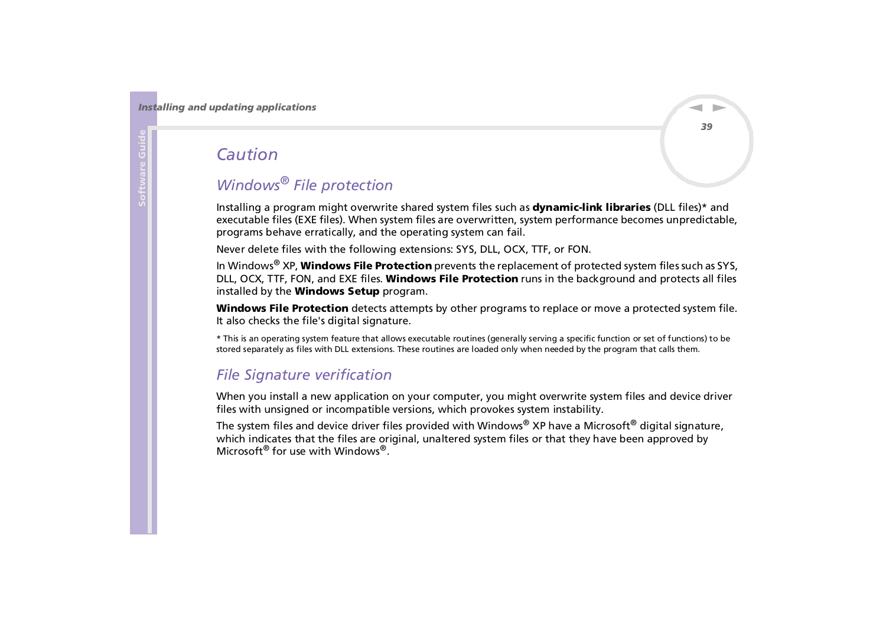# Caution

## Windows® File protection

Installing a program might overwrite shared system files such as **dynamic-link libraries** (DLL files)* and executable files (EXE files). When system files are overwritten, system performance becomes unpredictable, programs behave erratically, and the operating system can fail.

Never delete files with the following extensions: SYS, DLL, OCX, TTF, or FON.

In Windows® XP, **Windows File Protection** prevents the replacement of protected system files such as SYS, DLL, OCX, TTF, FON, and EXE files. **Windows File Protection** runs in the background and protects all files installed by the **Windows Setup** program.

**Windows File Protection** detects attempts by other programs to replace or move a protected system file. It also checks the file's digital signature.

* This is an operating system feature that allows executable routines (generally serving a specific function or set of functions) to be stored separately as files with DLL extensions. These routines are loaded only when needed by the program that calls them.

## File Signature verification

When you install a new application on your computer, you might overwrite system files and device driver files with unsigned or incompatible versions, which provokes system instability.

The system files and device driver files provided with Windows® XP have a Microsoft® digital signature, which indicates that the files are original, unaltered system files or that they have been approved by Microsoft® for use with Windows®.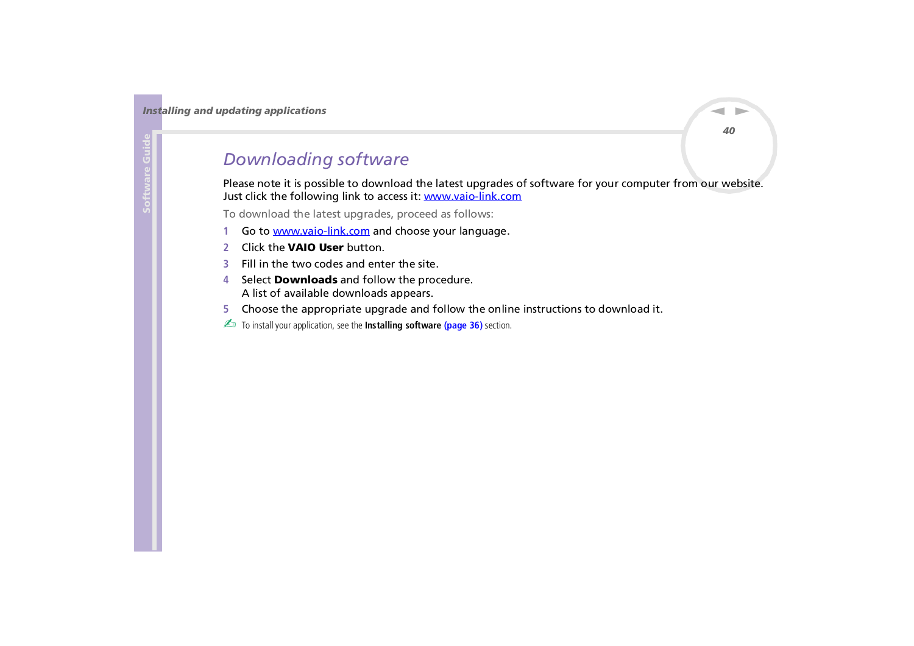## *Downloading software*

Please note it is possible to download the latest upgrades of software for your computer from our website. Just click the following link to access it: [www.vaio-link.com](http://www.vaio-link.com)

To download the latest upgrades, proceed as follows:

1. Go to [www.vaio-link.com](http://www.vaio-link.com) and choose your language.
2. Click the **VAIO User** button.
3. Fill in the two codes and enter the site.
4. Select **Downloads** and follow the procedure.
   A list of available downloads appears.
5. Choose the appropriate upgrade and follow the online instructions to download it.

✍ To install your application, see the **Installing software (page 36)** section.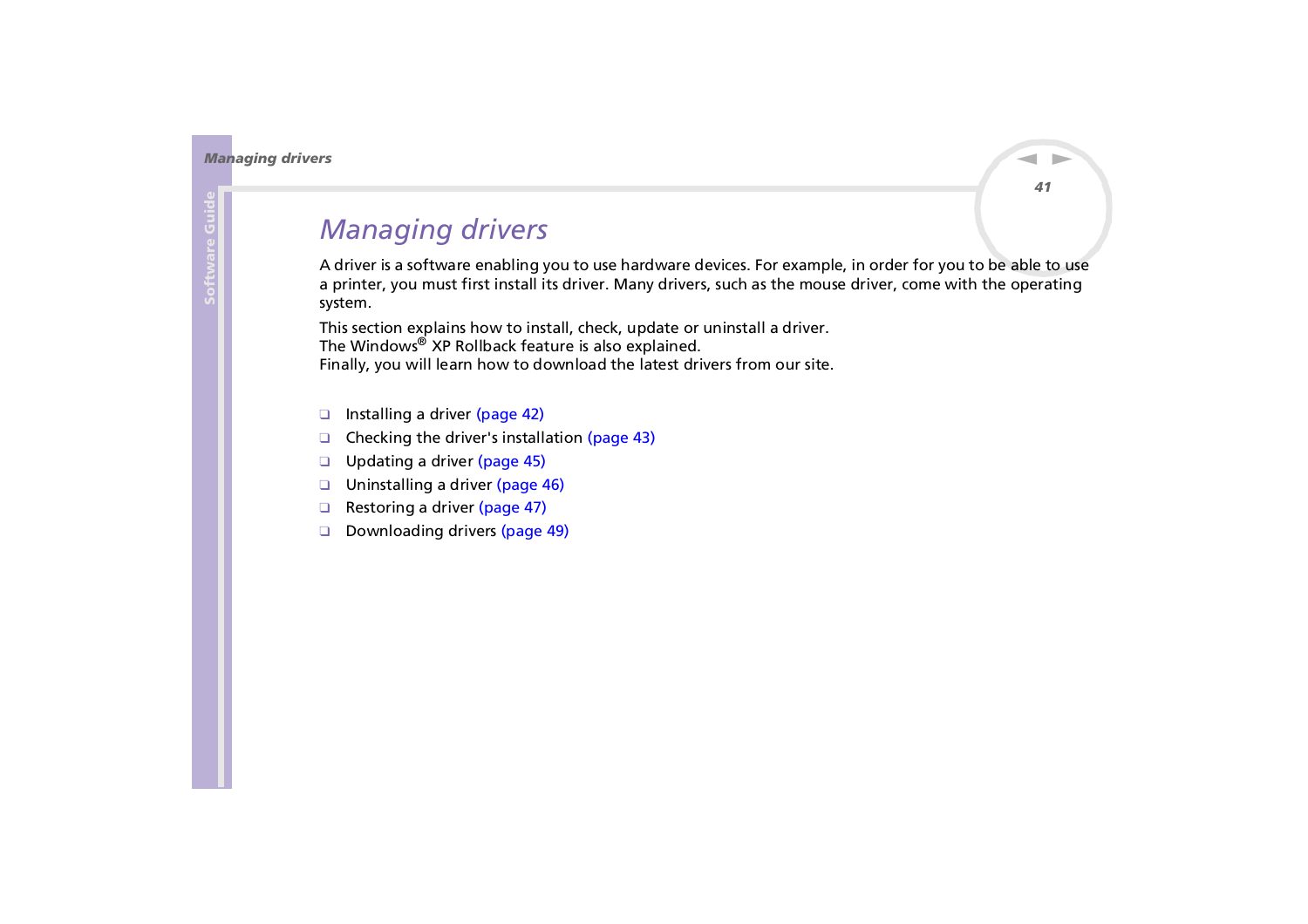# Managing drivers

A driver is a software enabling you to use hardware devices. For example, in order for you to be able to use a printer, you must first install its driver. Many drivers, such as the mouse driver, come with the operating system.

This section explains how to install, check, update or uninstall a driver.
The Windows® XP Rollback feature is also explained.
Finally, you will learn how to download the latest drivers from our site.

- Installing a driver (page 42)
- Checking the driver's installation (page 43)
- Updating a driver (page 45)
- Uninstalling a driver (page 46)
- Restoring a driver (page 47)
- Downloading drivers (page 49)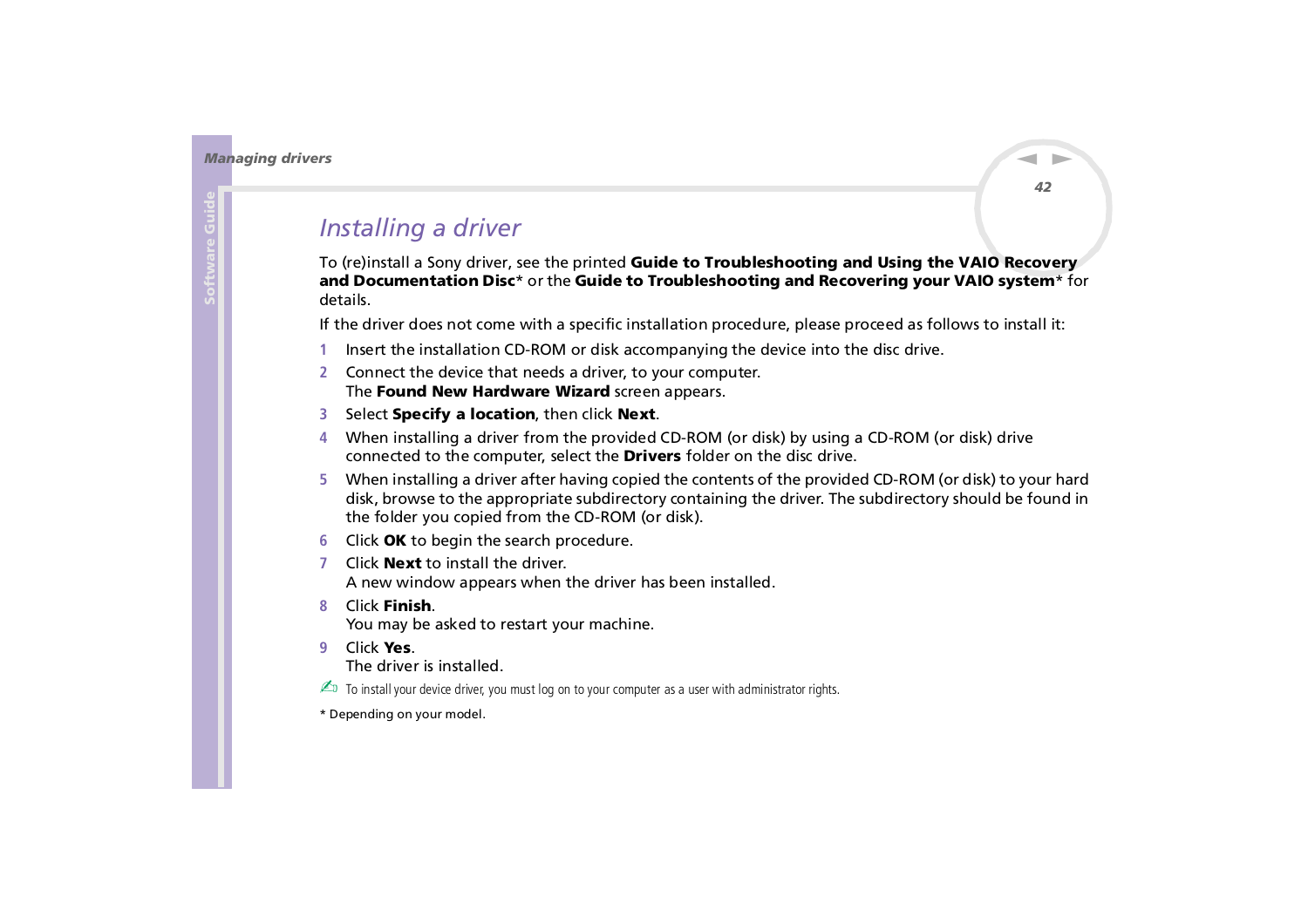## *Installing a driver*

To (re)install a Sony driver, see the printed **Guide to Troubleshooting and Using the VAIO Recovery and Documentation Disc*** or the **Guide to Troubleshooting and Recovering your VAIO system*** for details.

If the driver does not come with a specific installation procedure, please proceed as follows to install it:

1. Insert the installation CD-ROM or disk accompanying the device into the disc drive.
2. Connect the device that needs a driver, to your computer.
   The **Found New Hardware Wizard** screen appears.
3. Select **Specify a location**, then click **Next**.
4. When installing a driver from the provided CD-ROM (or disk) by using a CD-ROM (or disk) drive connected to the computer, select the **Drivers** folder on the disc drive.
5. When installing a driver after having copied the contents of the provided CD-ROM (or disk) to your hard disk, browse to the appropriate subdirectory containing the driver. The subdirectory should be found in the folder you copied from the CD-ROM (or disk).
6. Click **OK** to begin the search procedure.
7. Click **Next** to install the driver.
   A new window appears when the driver has been installed.
8. Click **Finish**.
   You may be asked to restart your machine.
9. Click **Yes**.
   The driver is installed.

✍ To install your device driver, you must log on to your computer as a user with administrator rights.

* Depending on your model.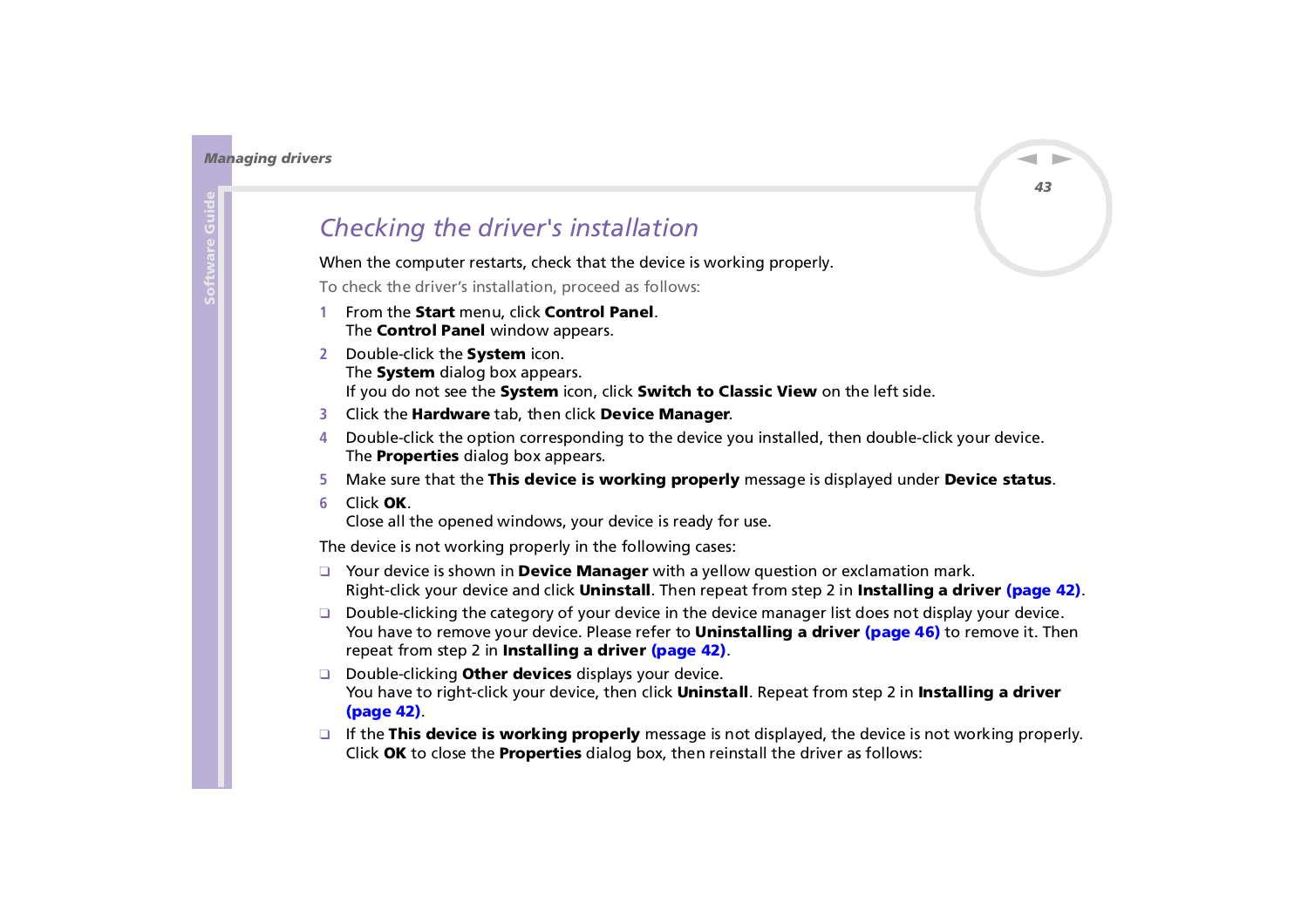## *Checking the driver's installation*

When the computer restarts, check that the device is working properly.

To check the driver's installation, proceed as follows:

1. From the **Start** menu, click **Control Panel**.
   The **Control Panel** window appears.
2. Double-click the **System** icon.
   The **System** dialog box appears.
   If you do not see the **System** icon, click **Switch to Classic View** on the left side.
3. Click the **Hardware** tab, then click **Device Manager**.
4. Double-click the option corresponding to the device you installed, then double-click your device.
   The **Properties** dialog box appears.
5. Make sure that the **This device is working properly** message is displayed under **Device status**.
6. Click **OK**.
   Close all the opened windows, your device is ready for use.

The device is not working properly in the following cases:

- Your device is shown in **Device Manager** with a yellow question or exclamation mark.
  Right-click your device and click **Uninstall**. Then repeat from step 2 in **Installing a driver (page 42)**.
- Double-clicking the category of your device in the device manager list does not display your device.
  You have to remove your device. Please refer to **Uninstalling a driver (page 46)** to remove it. Then repeat from step 2 in **Installing a driver (page 42)**.
- Double-clicking **Other devices** displays your device.
  You have to right-click your device, then click **Uninstall**. Repeat from step 2 in **Installing a driver (page 42)**.
- If the **This device is working properly** message is not displayed, the device is not working properly.
  Click **OK** to close the **Properties** dialog box, then reinstall the driver as follows: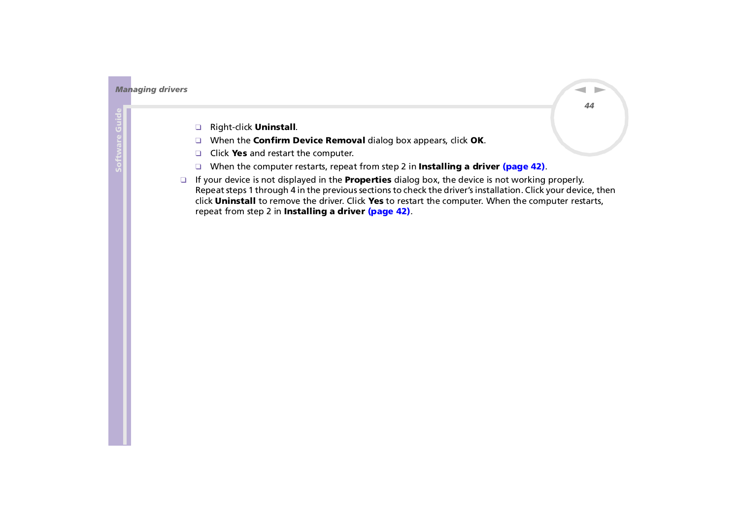- Right-click **Uninstall**.
- When the **Confirm Device Removal** dialog box appears, click **OK**.
- Click **Yes** and restart the computer.
- When the computer restarts, repeat from step 2 in **Installing a driver** (page 42).

- If your device is not displayed in the **Properties** dialog box, the device is not working properly. Repeat steps 1 through 4 in the previous sections to check the driver's installation. Click your device, then click **Uninstall** to remove the driver. Click **Yes** to restart the computer. When the computer restarts, repeat from step 2 in **Installing a driver** (page 42).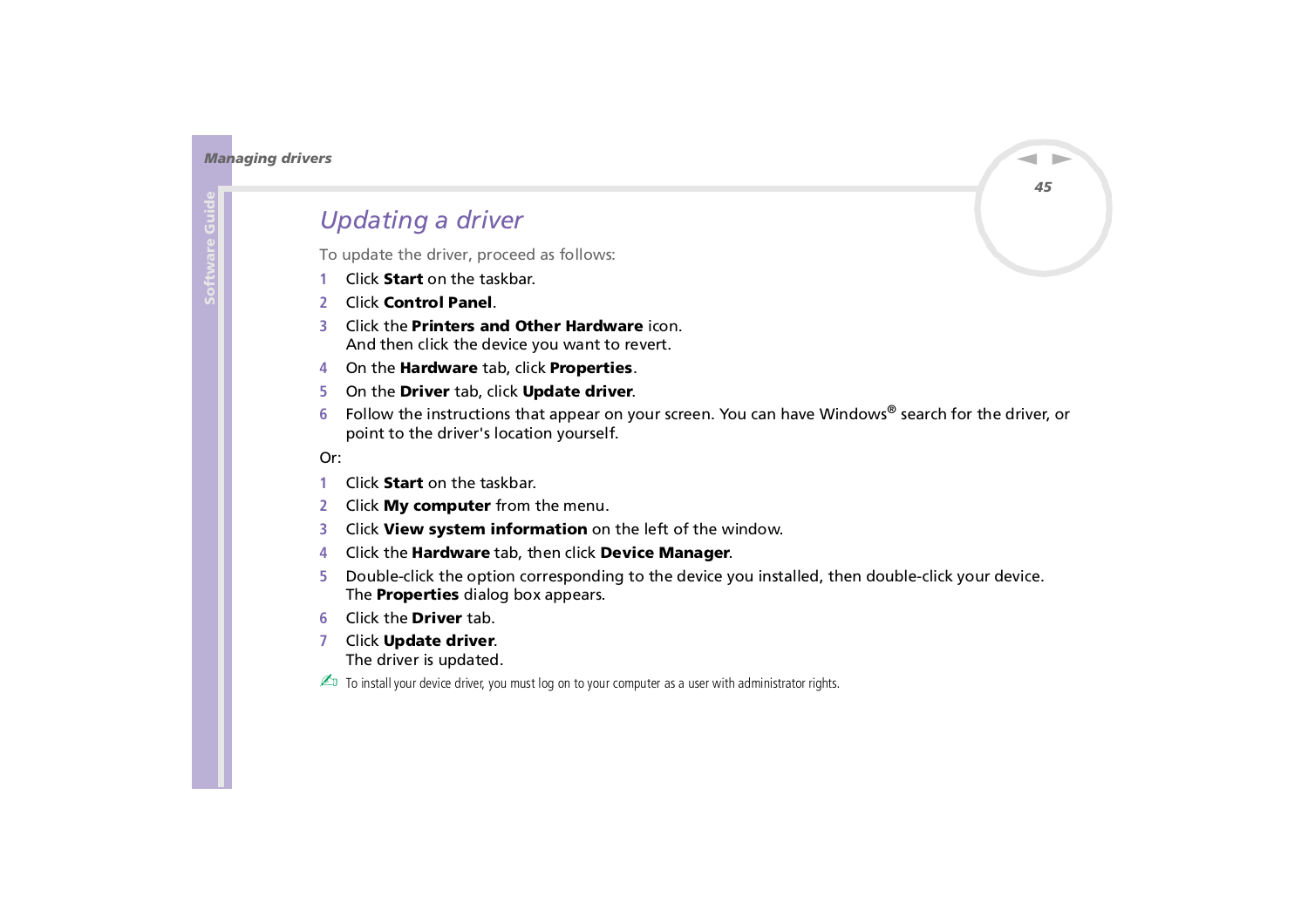## *Updating a driver*

To update the driver, proceed as follows:

1. Click **Start** on the taskbar.
2. Click **Control Panel**.
3. Click the **Printers and Other Hardware** icon.
   And then click the device you want to revert.
4. On the **Hardware** tab, click **Properties**.
5. On the **Driver** tab, click **Update driver**.
6. Follow the instructions that appear on your screen. You can have Windows® search for the driver, or point to the driver's location yourself.

Or:

1. Click **Start** on the taskbar.
2. Click **My computer** from the menu.
3. Click **View system information** on the left of the window.
4. Click the **Hardware** tab, then click **Device Manager**.
5. Double-click the option corresponding to the device you installed, then double-click your device.
   The **Properties** dialog box appears.
6. Click the **Driver** tab.
7. Click **Update driver**.
   The driver is updated.

✍ To install your device driver, you must log on to your computer as a user with administrator rights.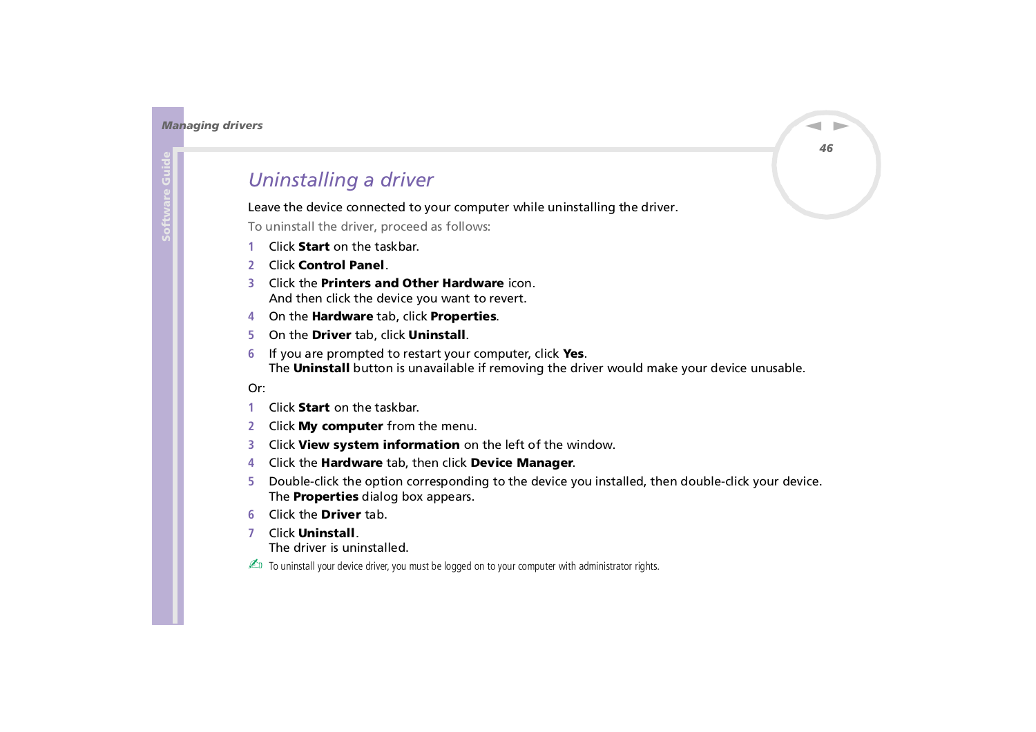## *Uninstalling a driver*

Leave the device connected to your computer while uninstalling the driver.

To uninstall the driver, proceed as follows:

1. Click **Start** on the taskbar.
2. Click **Control Panel**.
3. Click the **Printers and Other Hardware** icon.
   And then click the device you want to revert.
4. On the **Hardware** tab, click **Properties**.
5. On the **Driver** tab, click **Uninstall**.
6. If you are prompted to restart your computer, click **Yes**.
   The **Uninstall** button is unavailable if removing the driver would make your device unusable.

Or:

1. Click **Start** on the taskbar.
2. Click **My computer** from the menu.
3. Click **View system information** on the left of the window.
4. Click the **Hardware** tab, then click **Device Manager**.
5. Double-click the option corresponding to the device you installed, then double-click your device.
   The **Properties** dialog box appears.
6. Click the **Driver** tab.
7. Click **Uninstall**.
   The driver is uninstalled.

✍ To uninstall your device driver, you must be logged on to your computer with administrator rights.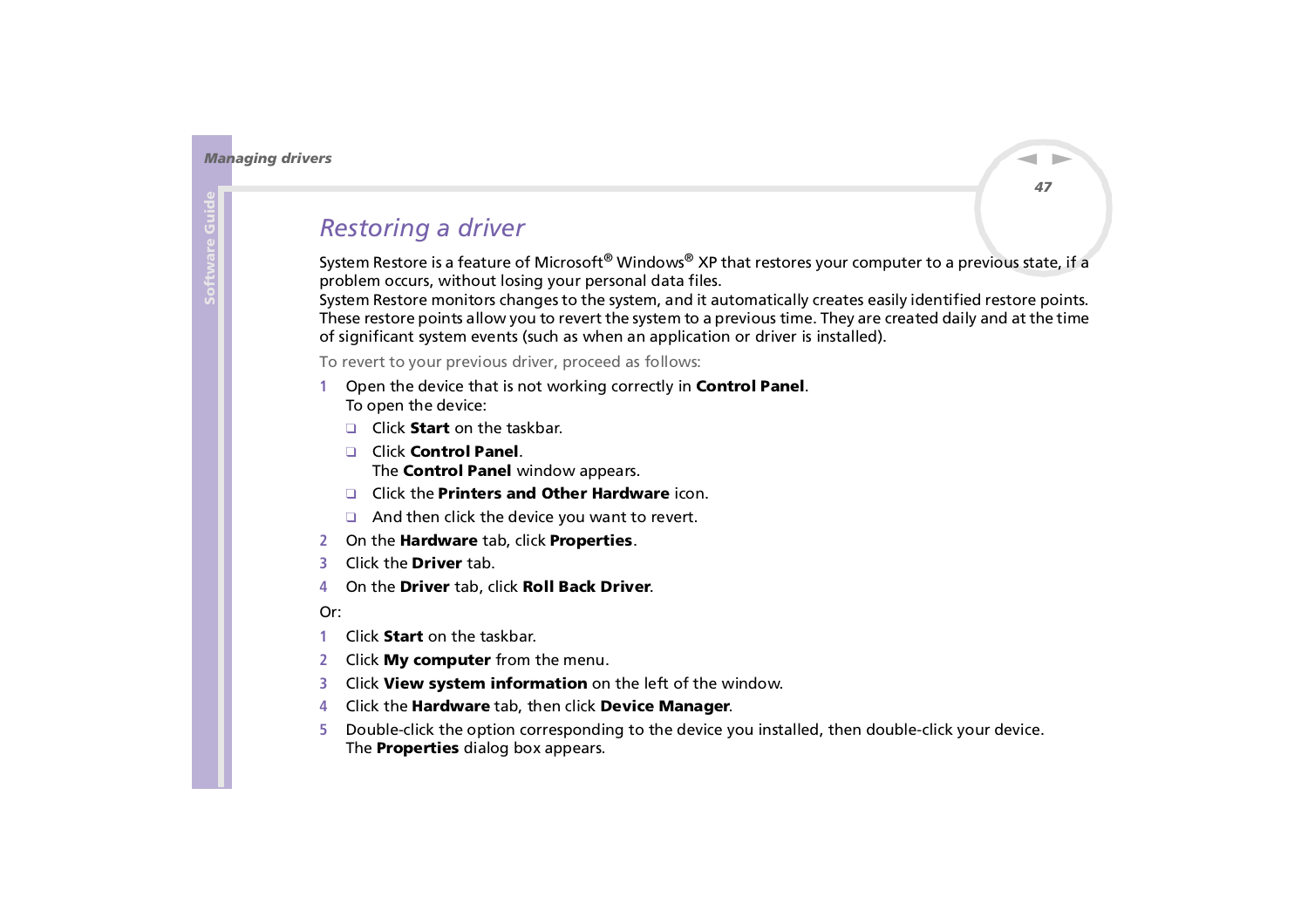## Restoring a driver

System Restore is a feature of Microsoft® Windows® XP that restores your computer to a previous state, if a problem occurs, without losing your personal data files.
System Restore monitors changes to the system, and it automatically creates easily identified restore points. These restore points allow you to revert the system to a previous time. They are created daily and at the time of significant system events (such as when an application or driver is installed).

To revert to your previous driver, proceed as follows:

1. Open the device that is not working correctly in **Control Panel**.
   To open the device:
   - Click **Start** on the taskbar.
   - Click **Control Panel**.
     The **Control Panel** window appears.
   - Click the **Printers and Other Hardware** icon.
   - And then click the device you want to revert.
2. On the **Hardware** tab, click **Properties**.
3. Click the **Driver** tab.
4. On the **Driver** tab, click **Roll Back Driver**.

Or:

1. Click **Start** on the taskbar.
2. Click **My computer** from the menu.
3. Click **View system information** on the left of the window.
4. Click the **Hardware** tab, then click **Device Manager**.
5. Double-click the option corresponding to the device you installed, then double-click your device.
   The **Properties** dialog box appears.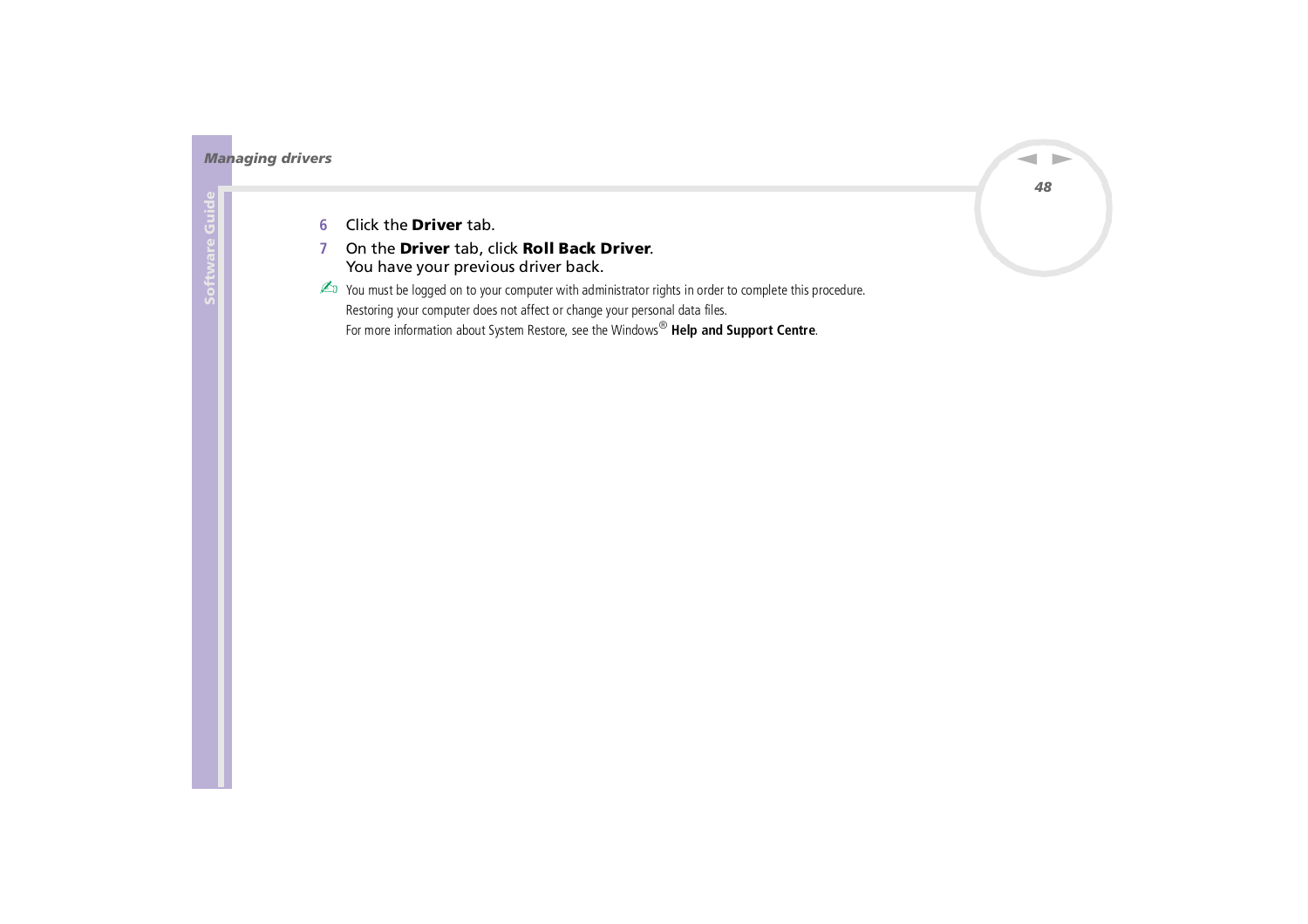6. Click the **Driver** tab.
7. On the **Driver** tab, click **Roll Back Driver**.
   You have your previous driver back.

✍ You must be logged on to your computer with administrator rights in order to complete this procedure.
Restoring your computer does not affect or change your personal data files.
For more information about System Restore, see the Windows® **Help and Support Centre**.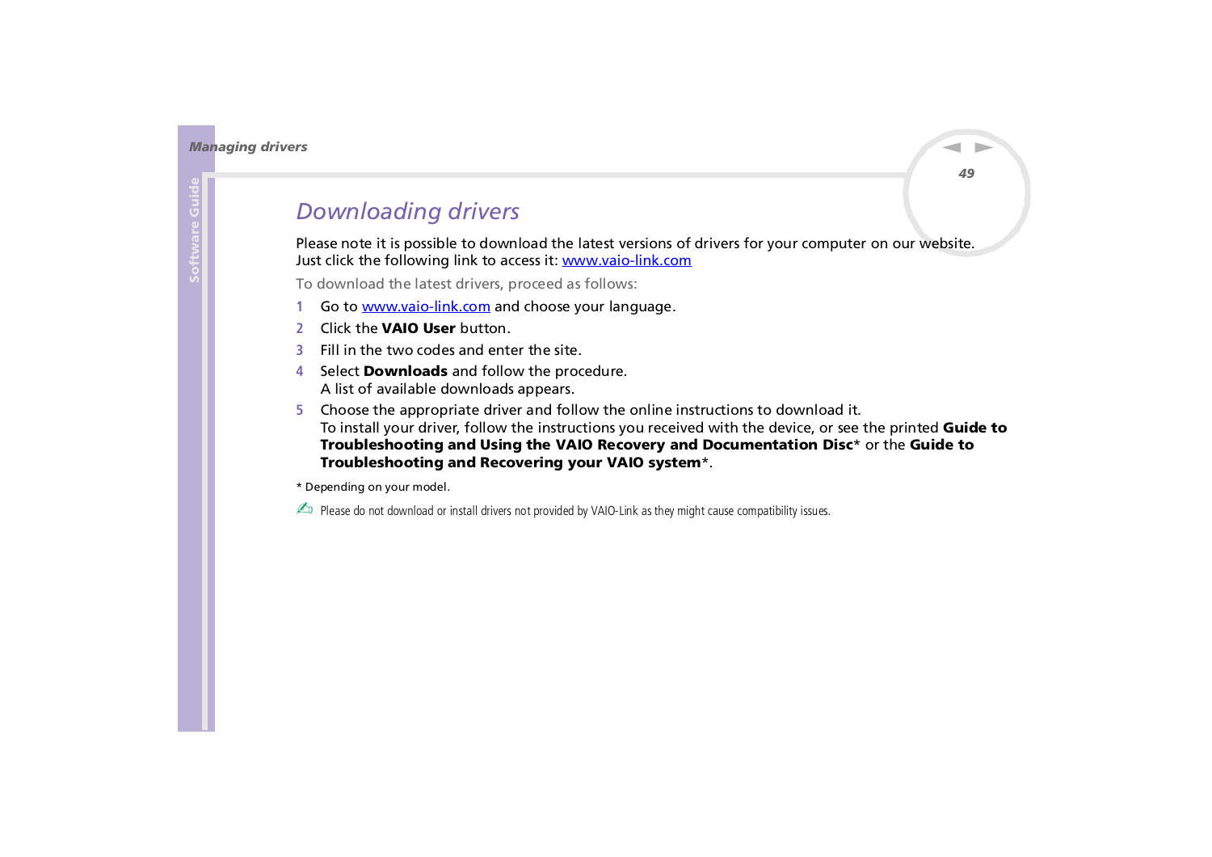## *Downloading drivers*

Please note it is possible to download the latest versions of drivers for your computer on our website. Just click the following link to access it: www.vaio-link.com

To download the latest drivers, proceed as follows:

1. Go to www.vaio-link.com and choose your language.
2. Click the **VAIO User** button.
3. Fill in the two codes and enter the site.
4. Select **Downloads** and follow the procedure.
   A list of available downloads appears.
5. Choose the appropriate driver and follow the online instructions to download it.
   To install your driver, follow the instructions you received with the device, or see the printed **Guide to Troubleshooting and Using the VAIO Recovery and Documentation Disc*** or the **Guide to Troubleshooting and Recovering your VAIO system***.

\* Depending on your model.

✍ Please do not download or install drivers not provided by VAIO-Link as they might cause compatibility issues.